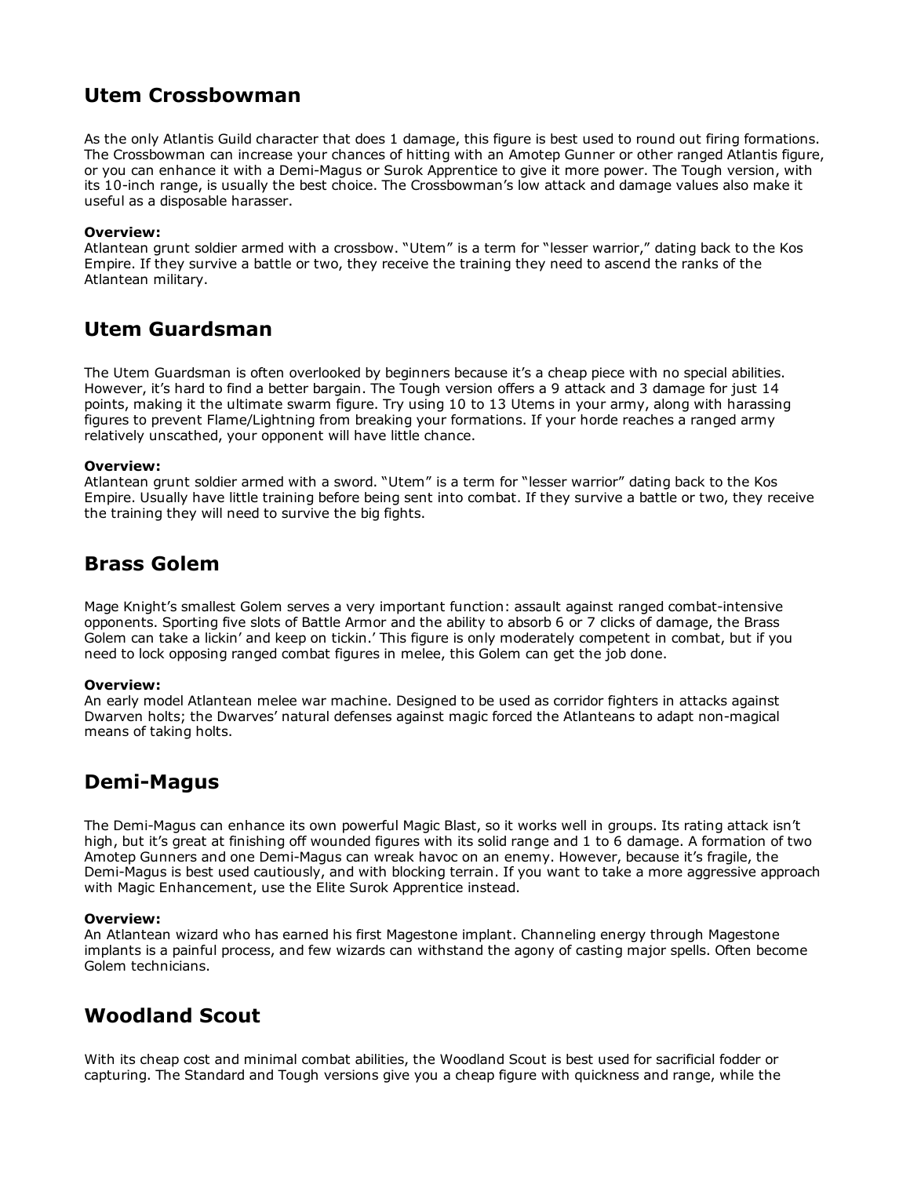## Utem Crossbowman

As the only Atlantis Guild character that does 1 damage, this figure is best used to round out firing formations. The Crossbowman can increase your chances of hitting with an Amotep Gunner or other ranged Atlantis figure, or you can enhance it with a Demi-Magus or Surok Apprentice to give it more power. The Tough version, with its 10-inch range, is usually the best choice. The Crossbowman's low attack and damage values also make it useful as a disposable harasser.

**Overview:**
Atlantean grunt soldier armed with a crossbow. "Utem" is a term for "lesser warrior," dating back to the Kos Empire. If they survive a battle or two, they receive the training they need to ascend the ranks of the Atlantean military.

## Utem Guardsman

The Utem Guardsman is often overlooked by beginners because it's a cheap piece with no special abilities. However, it's hard to find a better bargain. The Tough version offers a 9 attack and 3 damage for just 14 points, making it the ultimate swarm figure. Try using 10 to 13 Utems in your army, along with harassing figures to prevent Flame/Lightning from breaking your formations. If your horde reaches a ranged army relatively unscathed, your opponent will have little chance.

**Overview:**
Atlantean grunt soldier armed with a sword. "Utem" is a term for "lesser warrior" dating back to the Kos Empire. Usually have little training before being sent into combat. If they survive a battle or two, they receive the training they will need to survive the big fights.

## Brass Golem

Mage Knight's smallest Golem serves a very important function: assault against ranged combat-intensive opponents. Sporting five slots of Battle Armor and the ability to absorb 6 or 7 clicks of damage, the Brass Golem can take a lickin' and keep on tickin.' This figure is only moderately competent in combat, but if you need to lock opposing ranged combat figures in melee, this Golem can get the job done.

**Overview:**
An early model Atlantean melee war machine. Designed to be used as corridor fighters in attacks against Dwarven holts; the Dwarves' natural defenses against magic forced the Atlanteans to adapt non-magical means of taking holts.

## Demi-Magus

The Demi-Magus can enhance its own powerful Magic Blast, so it works well in groups. Its rating attack isn't high, but it's great at finishing off wounded figures with its solid range and 1 to 6 damage. A formation of two Amotep Gunners and one Demi-Magus can wreak havoc on an enemy. However, because it's fragile, the Demi-Magus is best used cautiously, and with blocking terrain. If you want to take a more aggressive approach with Magic Enhancement, use the Elite Surok Apprentice instead.

**Overview:**
An Atlantean wizard who has earned his first Magestone implant. Channeling energy through Magestone implants is a painful process, and few wizards can withstand the agony of casting major spells. Often become Golem technicians.

## Woodland Scout

With its cheap cost and minimal combat abilities, the Woodland Scout is best used for sacrificial fodder or capturing. The Standard and Tough versions give you a cheap figure with quickness and range, while the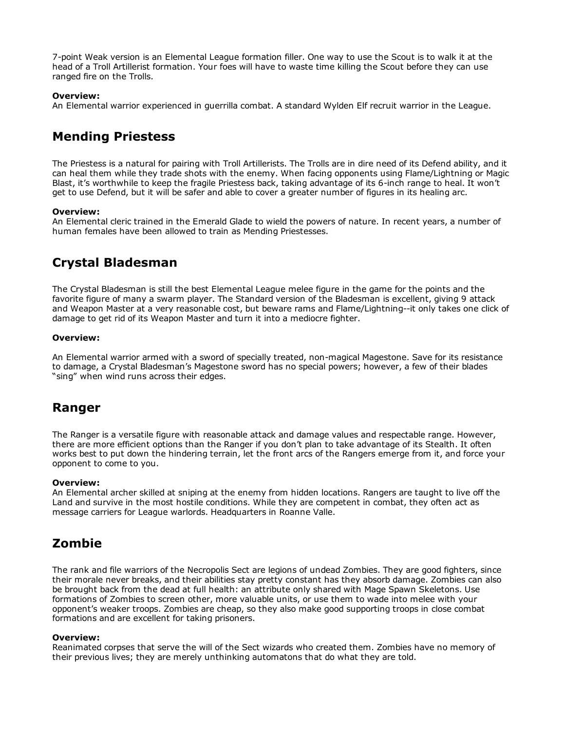7-point Weak version is an Elemental League formation filler. One way to use the Scout is to walk it at the head of a Troll Artillerist formation. Your foes will have to waste time killing the Scout before they can use ranged fire on the Trolls.

**Overview:**
An Elemental warrior experienced in guerrilla combat. A standard Wylden Elf recruit warrior in the League.

## Mending Priestess

The Priestess is a natural for pairing with Troll Artillerists. The Trolls are in dire need of its Defend ability, and it can heal them while they trade shots with the enemy. When facing opponents using Flame/Lightning or Magic Blast, it's worthwhile to keep the fragile Priestess back, taking advantage of its 6-inch range to heal. It won't get to use Defend, but it will be safer and able to cover a greater number of figures in its healing arc.

**Overview:**
An Elemental cleric trained in the Emerald Glade to wield the powers of nature. In recent years, a number of human females have been allowed to train as Mending Priestesses.

## Crystal Bladesman

The Crystal Bladesman is still the best Elemental League melee figure in the game for the points and the favorite figure of many a swarm player. The Standard version of the Bladesman is excellent, giving 9 attack and Weapon Master at a very reasonable cost, but beware rams and Flame/Lightning--it only takes one click of damage to get rid of its Weapon Master and turn it into a mediocre fighter.

**Overview:**

An Elemental warrior armed with a sword of specially treated, non-magical Magestone. Save for its resistance to damage, a Crystal Bladesman's Magestone sword has no special powers; however, a few of their blades "sing" when wind runs across their edges.

## Ranger

The Ranger is a versatile figure with reasonable attack and damage values and respectable range. However, there are more efficient options than the Ranger if you don't plan to take advantage of its Stealth. It often works best to put down the hindering terrain, let the front arcs of the Rangers emerge from it, and force your opponent to come to you.

**Overview:**
An Elemental archer skilled at sniping at the enemy from hidden locations. Rangers are taught to live off the Land and survive in the most hostile conditions. While they are competent in combat, they often act as message carriers for League warlords. Headquarters in Roanne Valle.

## Zombie

The rank and file warriors of the Necropolis Sect are legions of undead Zombies. They are good fighters, since their morale never breaks, and their abilities stay pretty constant has they absorb damage. Zombies can also be brought back from the dead at full health: an attribute only shared with Mage Spawn Skeletons. Use formations of Zombies to screen other, more valuable units, or use them to wade into melee with your opponent's weaker troops. Zombies are cheap, so they also make good supporting troops in close combat formations and are excellent for taking prisoners.

**Overview:**
Reanimated corpses that serve the will of the Sect wizards who created them. Zombies have no memory of their previous lives; they are merely unthinking automatons that do what they are told.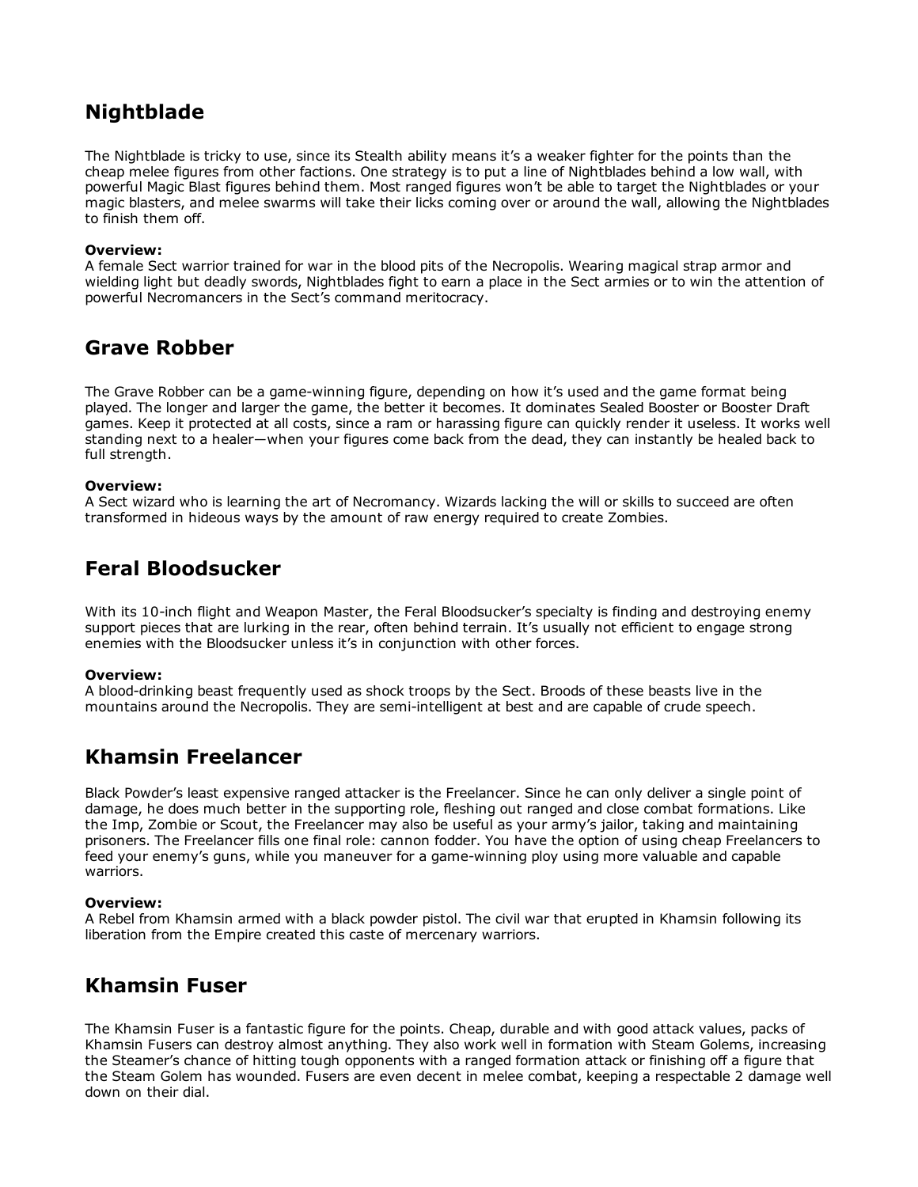## Nightblade

The Nightblade is tricky to use, since its Stealth ability means it's a weaker fighter for the points than the cheap melee figures from other factions. One strategy is to put a line of Nightblades behind a low wall, with powerful Magic Blast figures behind them. Most ranged figures won't be able to target the Nightblades or your magic blasters, and melee swarms will take their licks coming over or around the wall, allowing the Nightblades to finish them off.

**Overview:**
A female Sect warrior trained for war in the blood pits of the Necropolis. Wearing magical strap armor and wielding light but deadly swords, Nightblades fight to earn a place in the Sect armies or to win the attention of powerful Necromancers in the Sect's command meritocracy.

## Grave Robber

The Grave Robber can be a game-winning figure, depending on how it's used and the game format being played. The longer and larger the game, the better it becomes. It dominates Sealed Booster or Booster Draft games. Keep it protected at all costs, since a ram or harassing figure can quickly render it useless. It works well standing next to a healer—when your figures come back from the dead, they can instantly be healed back to full strength.

**Overview:**
A Sect wizard who is learning the art of Necromancy. Wizards lacking the will or skills to succeed are often transformed in hideous ways by the amount of raw energy required to create Zombies.

## Feral Bloodsucker

With its 10-inch flight and Weapon Master, the Feral Bloodsucker's specialty is finding and destroying enemy support pieces that are lurking in the rear, often behind terrain. It's usually not efficient to engage strong enemies with the Bloodsucker unless it's in conjunction with other forces.

**Overview:**
A blood-drinking beast frequently used as shock troops by the Sect. Broods of these beasts live in the mountains around the Necropolis. They are semi-intelligent at best and are capable of crude speech.

## Khamsin Freelancer

Black Powder's least expensive ranged attacker is the Freelancer. Since he can only deliver a single point of damage, he does much better in the supporting role, fleshing out ranged and close combat formations. Like the Imp, Zombie or Scout, the Freelancer may also be useful as your army's jailor, taking and maintaining prisoners. The Freelancer fills one final role: cannon fodder. You have the option of using cheap Freelancers to feed your enemy's guns, while you maneuver for a game-winning ploy using more valuable and capable warriors.

**Overview:**
A Rebel from Khamsin armed with a black powder pistol. The civil war that erupted in Khamsin following its liberation from the Empire created this caste of mercenary warriors.

## Khamsin Fuser

The Khamsin Fuser is a fantastic figure for the points. Cheap, durable and with good attack values, packs of Khamsin Fusers can destroy almost anything. They also work well in formation with Steam Golems, increasing the Steamer's chance of hitting tough opponents with a ranged formation attack or finishing off a figure that the Steam Golem has wounded. Fusers are even decent in melee combat, keeping a respectable 2 damage well down on their dial.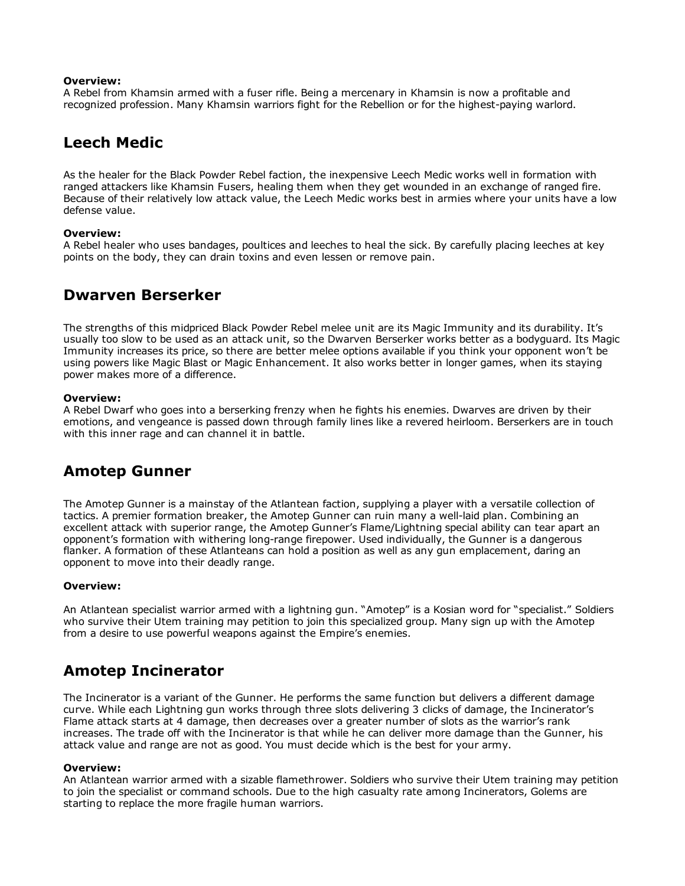**Overview:**
A Rebel from Khamsin armed with a fuser rifle. Being a mercenary in Khamsin is now a profitable and recognized profession. Many Khamsin warriors fight for the Rebellion or for the highest-paying warlord.

## Leech Medic

As the healer for the Black Powder Rebel faction, the inexpensive Leech Medic works well in formation with ranged attackers like Khamsin Fusers, healing them when they get wounded in an exchange of ranged fire. Because of their relatively low attack value, the Leech Medic works best in armies where your units have a low defense value.

**Overview:**
A Rebel healer who uses bandages, poultices and leeches to heal the sick. By carefully placing leeches at key points on the body, they can drain toxins and even lessen or remove pain.

## Dwarven Berserker

The strengths of this midpriced Black Powder Rebel melee unit are its Magic Immunity and its durability. It's usually too slow to be used as an attack unit, so the Dwarven Berserker works better as a bodyguard. Its Magic Immunity increases its price, so there are better melee options available if you think your opponent won't be using powers like Magic Blast or Magic Enhancement. It also works better in longer games, when its staying power makes more of a difference.

**Overview:**
A Rebel Dwarf who goes into a berserking frenzy when he fights his enemies. Dwarves are driven by their emotions, and vengeance is passed down through family lines like a revered heirloom. Berserkers are in touch with this inner rage and can channel it in battle.

## Amotep Gunner

The Amotep Gunner is a mainstay of the Atlantean faction, supplying a player with a versatile collection of tactics. A premier formation breaker, the Amotep Gunner can ruin many a well-laid plan. Combining an excellent attack with superior range, the Amotep Gunner's Flame/Lightning special ability can tear apart an opponent's formation with withering long-range firepower. Used individually, the Gunner is a dangerous flanker. A formation of these Atlanteans can hold a position as well as any gun emplacement, daring an opponent to move into their deadly range.

**Overview:**

An Atlantean specialist warrior armed with a lightning gun. "Amotep" is a Kosian word for "specialist." Soldiers who survive their Utem training may petition to join this specialized group. Many sign up with the Amotep from a desire to use powerful weapons against the Empire's enemies.

## Amotep Incinerator

The Incinerator is a variant of the Gunner. He performs the same function but delivers a different damage curve. While each Lightning gun works through three slots delivering 3 clicks of damage, the Incinerator's Flame attack starts at 4 damage, then decreases over a greater number of slots as the warrior's rank increases. The trade off with the Incinerator is that while he can deliver more damage than the Gunner, his attack value and range are not as good. You must decide which is the best for your army.

**Overview:**
An Atlantean warrior armed with a sizable flamethrower. Soldiers who survive their Utem training may petition to join the specialist or command schools. Due to the high casualty rate among Incinerators, Golems are starting to replace the more fragile human warriors.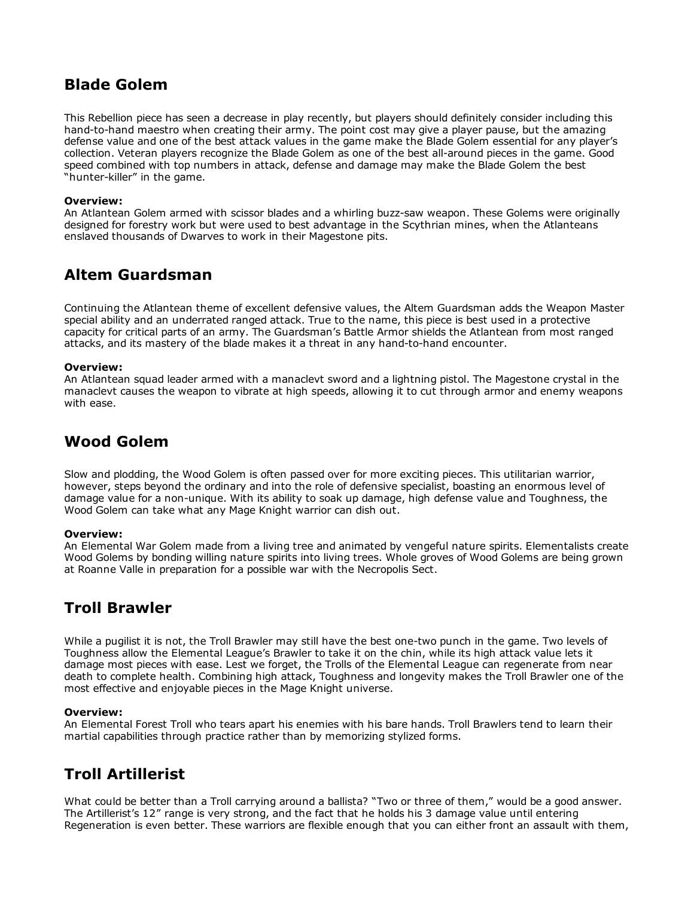## Blade Golem

This Rebellion piece has seen a decrease in play recently, but players should definitely consider including this hand-to-hand maestro when creating their army. The point cost may give a player pause, but the amazing defense value and one of the best attack values in the game make the Blade Golem essential for any player's collection. Veteran players recognize the Blade Golem as one of the best all-around pieces in the game. Good speed combined with top numbers in attack, defense and damage may make the Blade Golem the best "hunter-killer" in the game.

**Overview:**
An Atlantean Golem armed with scissor blades and a whirling buzz-saw weapon. These Golems were originally designed for forestry work but were used to best advantage in the Scythrian mines, when the Atlanteans enslaved thousands of Dwarves to work in their Magestone pits.

## Altem Guardsman

Continuing the Atlantean theme of excellent defensive values, the Altem Guardsman adds the Weapon Master special ability and an underrated ranged attack. True to the name, this piece is best used in a protective capacity for critical parts of an army. The Guardsman's Battle Armor shields the Atlantean from most ranged attacks, and its mastery of the blade makes it a threat in any hand-to-hand encounter.

**Overview:**
An Atlantean squad leader armed with a manaclevt sword and a lightning pistol. The Magestone crystal in the manaclevt causes the weapon to vibrate at high speeds, allowing it to cut through armor and enemy weapons with ease.

## Wood Golem

Slow and plodding, the Wood Golem is often passed over for more exciting pieces. This utilitarian warrior, however, steps beyond the ordinary and into the role of defensive specialist, boasting an enormous level of damage value for a non-unique. With its ability to soak up damage, high defense value and Toughness, the Wood Golem can take what any Mage Knight warrior can dish out.

**Overview:**
An Elemental War Golem made from a living tree and animated by vengeful nature spirits. Elementalists create Wood Golems by bonding willing nature spirits into living trees. Whole groves of Wood Golems are being grown at Roanne Valle in preparation for a possible war with the Necropolis Sect.

## Troll Brawler

While a pugilist it is not, the Troll Brawler may still have the best one-two punch in the game. Two levels of Toughness allow the Elemental League's Brawler to take it on the chin, while its high attack value lets it damage most pieces with ease. Lest we forget, the Trolls of the Elemental League can regenerate from near death to complete health. Combining high attack, Toughness and longevity makes the Troll Brawler one of the most effective and enjoyable pieces in the Mage Knight universe.

**Overview:**
An Elemental Forest Troll who tears apart his enemies with his bare hands. Troll Brawlers tend to learn their martial capabilities through practice rather than by memorizing stylized forms.

## Troll Artillerist

What could be better than a Troll carrying around a ballista? "Two or three of them," would be a good answer. The Artillerist's 12" range is very strong, and the fact that he holds his 3 damage value until entering Regeneration is even better. These warriors are flexible enough that you can either front an assault with them,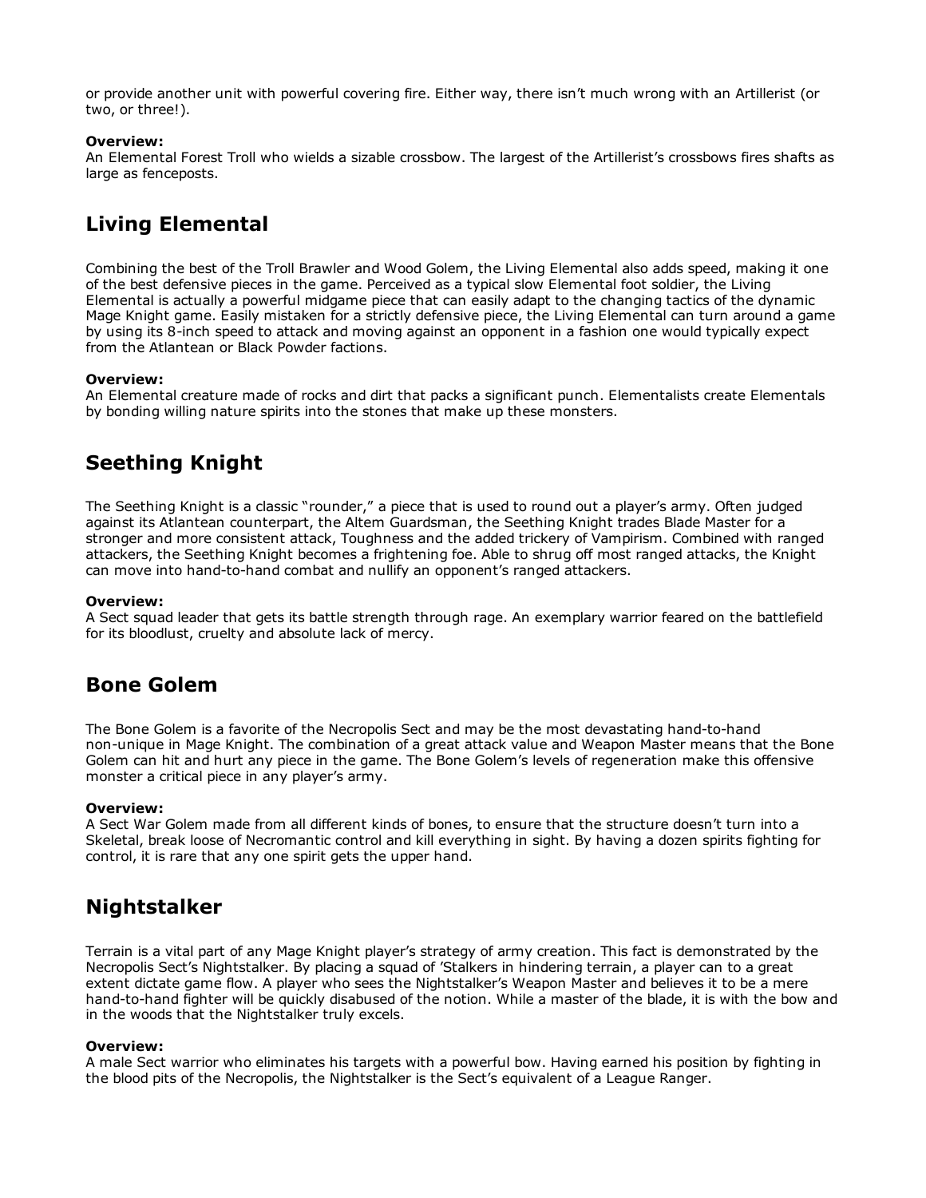or provide another unit with powerful covering fire. Either way, there isn't much wrong with an Artillerist (or two, or three!).

**Overview:**
An Elemental Forest Troll who wields a sizable crossbow. The largest of the Artillerist's crossbows fires shafts as large as fenceposts.

## Living Elemental

Combining the best of the Troll Brawler and Wood Golem, the Living Elemental also adds speed, making it one of the best defensive pieces in the game. Perceived as a typical slow Elemental foot soldier, the Living Elemental is actually a powerful midgame piece that can easily adapt to the changing tactics of the dynamic Mage Knight game. Easily mistaken for a strictly defensive piece, the Living Elemental can turn around a game by using its 8-inch speed to attack and moving against an opponent in a fashion one would typically expect from the Atlantean or Black Powder factions.

**Overview:**
An Elemental creature made of rocks and dirt that packs a significant punch. Elementalists create Elementals by bonding willing nature spirits into the stones that make up these monsters.

## Seething Knight

The Seething Knight is a classic "rounder," a piece that is used to round out a player's army. Often judged against its Atlantean counterpart, the Altem Guardsman, the Seething Knight trades Blade Master for a stronger and more consistent attack, Toughness and the added trickery of Vampirism. Combined with ranged attackers, the Seething Knight becomes a frightening foe. Able to shrug off most ranged attacks, the Knight can move into hand-to-hand combat and nullify an opponent's ranged attackers.

**Overview:**
A Sect squad leader that gets its battle strength through rage. An exemplary warrior feared on the battlefield for its bloodlust, cruelty and absolute lack of mercy.

## Bone Golem

The Bone Golem is a favorite of the Necropolis Sect and may be the most devastating hand-to-hand non-unique in Mage Knight. The combination of a great attack value and Weapon Master means that the Bone Golem can hit and hurt any piece in the game. The Bone Golem's levels of regeneration make this offensive monster a critical piece in any player's army.

**Overview:**
A Sect War Golem made from all different kinds of bones, to ensure that the structure doesn't turn into a Skeletal, break loose of Necromantic control and kill everything in sight. By having a dozen spirits fighting for control, it is rare that any one spirit gets the upper hand.

## Nightstalker

Terrain is a vital part of any Mage Knight player's strategy of army creation. This fact is demonstrated by the Necropolis Sect's Nightstalker. By placing a squad of 'Stalkers in hindering terrain, a player can to a great extent dictate game flow. A player who sees the Nightstalker's Weapon Master and believes it to be a mere hand-to-hand fighter will be quickly disabused of the notion. While a master of the blade, it is with the bow and in the woods that the Nightstalker truly excels.

**Overview:**
A male Sect warrior who eliminates his targets with a powerful bow. Having earned his position by fighting in the blood pits of the Necropolis, the Nightstalker is the Sect's equivalent of a League Ranger.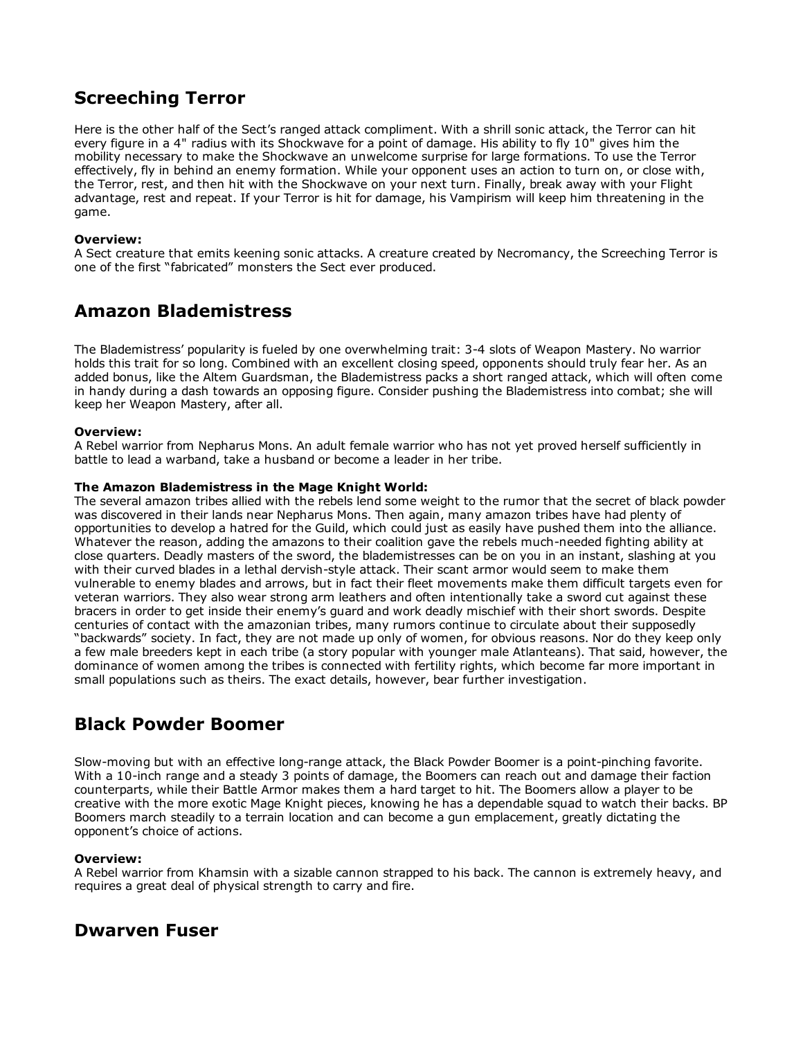## Screeching Terror

Here is the other half of the Sect's ranged attack compliment. With a shrill sonic attack, the Terror can hit every figure in a 4" radius with its Shockwave for a point of damage. His ability to fly 10" gives him the mobility necessary to make the Shockwave an unwelcome surprise for large formations. To use the Terror effectively, fly in behind an enemy formation. While your opponent uses an action to turn on, or close with, the Terror, rest, and then hit with the Shockwave on your next turn. Finally, break away with your Flight advantage, rest and repeat. If your Terror is hit for damage, his Vampirism will keep him threatening in the game.

**Overview:**
A Sect creature that emits keening sonic attacks. A creature created by Necromancy, the Screeching Terror is one of the first "fabricated" monsters the Sect ever produced.

## Amazon Blademistress

The Blademistress' popularity is fueled by one overwhelming trait: 3-4 slots of Weapon Mastery. No warrior holds this trait for so long. Combined with an excellent closing speed, opponents should truly fear her. As an added bonus, like the Altem Guardsman, the Blademistress packs a short ranged attack, which will often come in handy during a dash towards an opposing figure. Consider pushing the Blademistress into combat; she will keep her Weapon Mastery, after all.

**Overview:**
A Rebel warrior from Nepharus Mons. An adult female warrior who has not yet proved herself sufficiently in battle to lead a warband, take a husband or become a leader in her tribe.

**The Amazon Blademistress in the Mage Knight World:**
The several amazon tribes allied with the rebels lend some weight to the rumor that the secret of black powder was discovered in their lands near Nepharus Mons. Then again, many amazon tribes have had plenty of opportunities to develop a hatred for the Guild, which could just as easily have pushed them into the alliance. Whatever the reason, adding the amazons to their coalition gave the rebels much-needed fighting ability at close quarters. Deadly masters of the sword, the blademistresses can be on you in an instant, slashing at you with their curved blades in a lethal dervish-style attack. Their scant armor would seem to make them vulnerable to enemy blades and arrows, but in fact their fleet movements make them difficult targets even for veteran warriors. They also wear strong arm leathers and often intentionally take a sword cut against these bracers in order to get inside their enemy's guard and work deadly mischief with their short swords. Despite centuries of contact with the amazonian tribes, many rumors continue to circulate about their supposedly "backwards" society. In fact, they are not made up only of women, for obvious reasons. Nor do they keep only a few male breeders kept in each tribe (a story popular with younger male Atlanteans). That said, however, the dominance of women among the tribes is connected with fertility rights, which become far more important in small populations such as theirs. The exact details, however, bear further investigation.

## Black Powder Boomer

Slow-moving but with an effective long-range attack, the Black Powder Boomer is a point-pinching favorite. With a 10-inch range and a steady 3 points of damage, the Boomers can reach out and damage their faction counterparts, while their Battle Armor makes them a hard target to hit. The Boomers allow a player to be creative with the more exotic Mage Knight pieces, knowing he has a dependable squad to watch their backs. BP Boomers march steadily to a terrain location and can become a gun emplacement, greatly dictating the opponent's choice of actions.

**Overview:**
A Rebel warrior from Khamsin with a sizable cannon strapped to his back. The cannon is extremely heavy, and requires a great deal of physical strength to carry and fire.

## Dwarven Fuser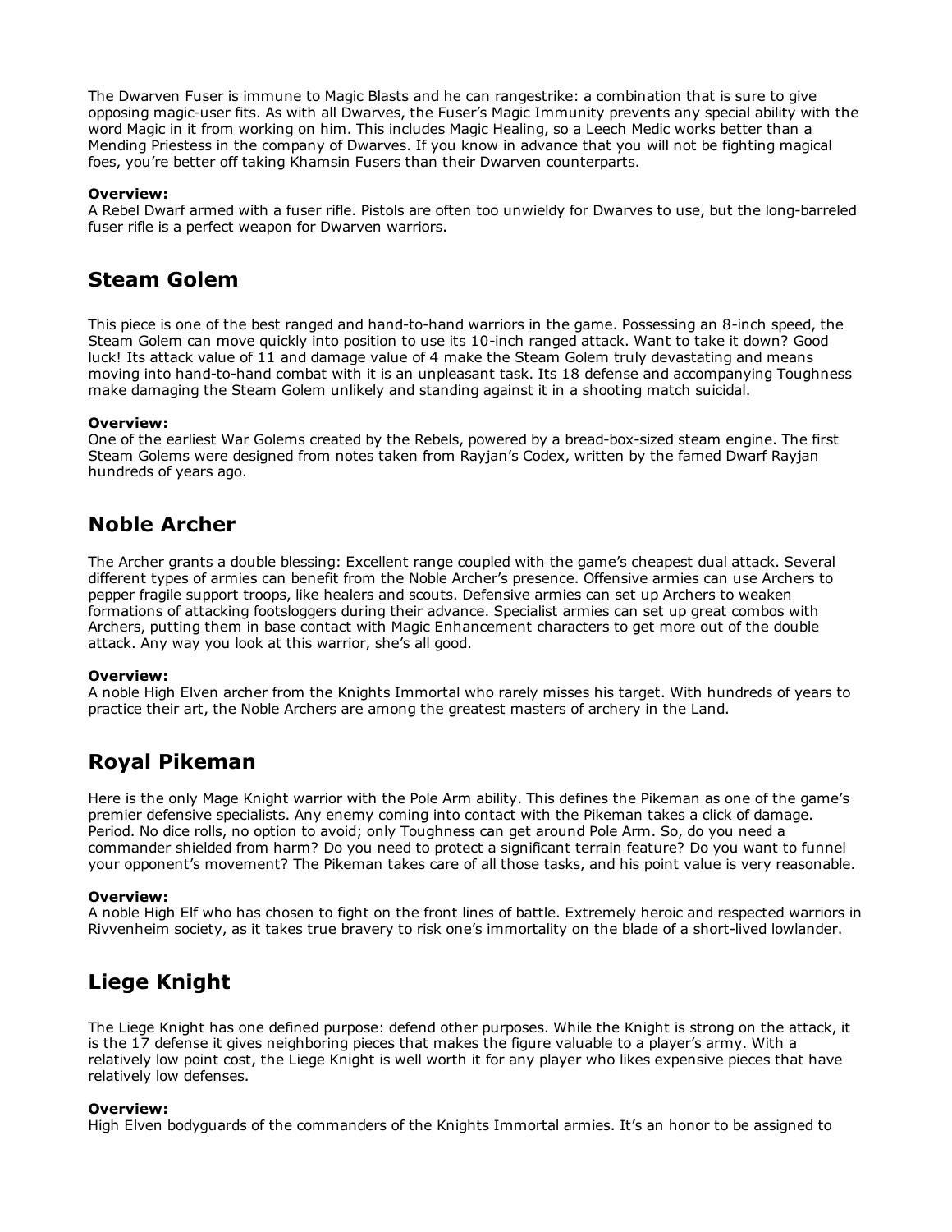The Dwarven Fuser is immune to Magic Blasts and he can rangestrike: a combination that is sure to give opposing magic-user fits. As with all Dwarves, the Fuser's Magic Immunity prevents any special ability with the word Magic in it from working on him. This includes Magic Healing, so a Leech Medic works better than a Mending Priestess in the company of Dwarves. If you know in advance that you will not be fighting magical foes, you're better off taking Khamsin Fusers than their Dwarven counterparts.

**Overview:**
A Rebel Dwarf armed with a fuser rifle. Pistols are often too unwieldy for Dwarves to use, but the long-barreled fuser rifle is a perfect weapon for Dwarven warriors.

## Steam Golem

This piece is one of the best ranged and hand-to-hand warriors in the game. Possessing an 8-inch speed, the Steam Golem can move quickly into position to use its 10-inch ranged attack. Want to take it down? Good luck! Its attack value of 11 and damage value of 4 make the Steam Golem truly devastating and means moving into hand-to-hand combat with it is an unpleasant task. Its 18 defense and accompanying Toughness make damaging the Steam Golem unlikely and standing against it in a shooting match suicidal.

**Overview:**
One of the earliest War Golems created by the Rebels, powered by a bread-box-sized steam engine. The first Steam Golems were designed from notes taken from Rayjan's Codex, written by the famed Dwarf Rayjan hundreds of years ago.

## Noble Archer

The Archer grants a double blessing: Excellent range coupled with the game's cheapest dual attack. Several different types of armies can benefit from the Noble Archer's presence. Offensive armies can use Archers to pepper fragile support troops, like healers and scouts. Defensive armies can set up Archers to weaken formations of attacking footsloggers during their advance. Specialist armies can set up great combos with Archers, putting them in base contact with Magic Enhancement characters to get more out of the double attack. Any way you look at this warrior, she's all good.

**Overview:**
A noble High Elven archer from the Knights Immortal who rarely misses his target. With hundreds of years to practice their art, the Noble Archers are among the greatest masters of archery in the Land.

## Royal Pikeman

Here is the only Mage Knight warrior with the Pole Arm ability. This defines the Pikeman as one of the game's premier defensive specialists. Any enemy coming into contact with the Pikeman takes a click of damage. Period. No dice rolls, no option to avoid; only Toughness can get around Pole Arm. So, do you need a commander shielded from harm? Do you need to protect a significant terrain feature? Do you want to funnel your opponent's movement? The Pikeman takes care of all those tasks, and his point value is very reasonable.

**Overview:**
A noble High Elf who has chosen to fight on the front lines of battle. Extremely heroic and respected warriors in Rivvenheim society, as it takes true bravery to risk one's immortality on the blade of a short-lived lowlander.

## Liege Knight

The Liege Knight has one defined purpose: defend other purposes. While the Knight is strong on the attack, it is the 17 defense it gives neighboring pieces that makes the figure valuable to a player's army. With a relatively low point cost, the Liege Knight is well worth it for any player who likes expensive pieces that have relatively low defenses.

**Overview:**
High Elven bodyguards of the commanders of the Knights Immortal armies. It's an honor to be assigned to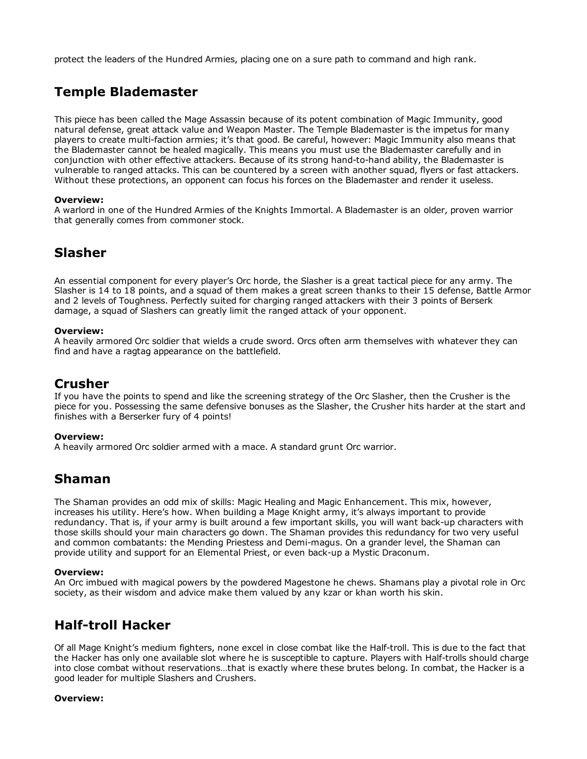protect the leaders of the Hundred Armies, placing one on a sure path to command and high rank.

## Temple Blademaster

This piece has been called the Mage Assassin because of its potent combination of Magic Immunity, good natural defense, great attack value and Weapon Master. The Temple Blademaster is the impetus for many players to create multi-faction armies; it's that good. Be careful, however: Magic Immunity also means that the Blademaster cannot be healed magically. This means you must use the Blademaster carefully and in conjunction with other effective attackers. Because of its strong hand-to-hand ability, the Blademaster is vulnerable to ranged attacks. This can be countered by a screen with another squad, flyers or fast attackers. Without these protections, an opponent can focus his forces on the Blademaster and render it useless.

**Overview:**
A warlord in one of the Hundred Armies of the Knights Immortal. A Blademaster is an older, proven warrior that generally comes from commoner stock.

## Slasher

An essential component for every player's Orc horde, the Slasher is a great tactical piece for any army. The Slasher is 14 to 18 points, and a squad of them makes a great screen thanks to their 15 defense, Battle Armor and 2 levels of Toughness. Perfectly suited for charging ranged attackers with their 3 points of Berserk damage, a squad of Slashers can greatly limit the ranged attack of your opponent.

**Overview:**
A heavily armored Orc soldier that wields a crude sword. Orcs often arm themselves with whatever they can find and have a ragtag appearance on the battlefield.

## Crusher

If you have the points to spend and like the screening strategy of the Orc Slasher, then the Crusher is the piece for you. Possessing the same defensive bonuses as the Slasher, the Crusher hits harder at the start and finishes with a Berserker fury of 4 points!

**Overview:**
A heavily armored Orc soldier armed with a mace. A standard grunt Orc warrior.

## Shaman

The Shaman provides an odd mix of skills: Magic Healing and Magic Enhancement. This mix, however, increases his utility. Here's how. When building a Mage Knight army, it's always important to provide redundancy. That is, if your army is built around a few important skills, you will want back-up characters with those skills should your main characters go down. The Shaman provides this redundancy for two very useful and common combatants: the Mending Priestess and Demi-magus. On a grander level, the Shaman can provide utility and support for an Elemental Priest, or even back-up a Mystic Draconum.

**Overview:**
An Orc imbued with magical powers by the powdered Magestone he chews. Shamans play a pivotal role in Orc society, as their wisdom and advice make them valued by any kzar or khan worth his skin.

## Half-troll Hacker

Of all Mage Knight's medium fighters, none excel in close combat like the Half-troll. This is due to the fact that the Hacker has only one available slot where he is susceptible to capture. Players with Half-trolls should charge into close combat without reservations…that is exactly where these brutes belong. In combat, the Hacker is a good leader for multiple Slashers and Crushers.

**Overview:**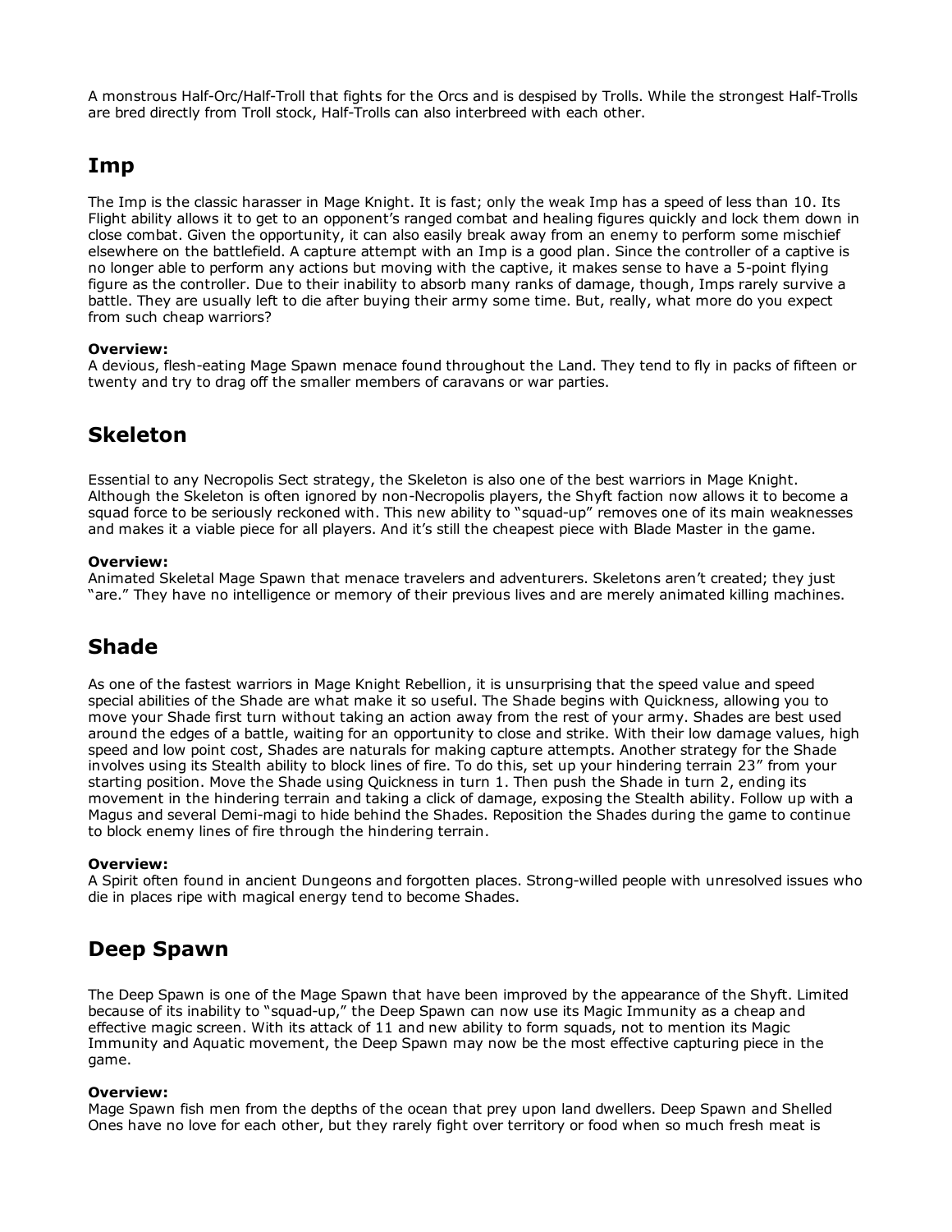A monstrous Half-Orc/Half-Troll that fights for the Orcs and is despised by Trolls. While the strongest Half-Trolls are bred directly from Troll stock, Half-Trolls can also interbreed with each other.

## Imp

The Imp is the classic harasser in Mage Knight. It is fast; only the weak Imp has a speed of less than 10. Its Flight ability allows it to get to an opponent's ranged combat and healing figures quickly and lock them down in close combat. Given the opportunity, it can also easily break away from an enemy to perform some mischief elsewhere on the battlefield. A capture attempt with an Imp is a good plan. Since the controller of a captive is no longer able to perform any actions but moving with the captive, it makes sense to have a 5-point flying figure as the controller. Due to their inability to absorb many ranks of damage, though, Imps rarely survive a battle. They are usually left to die after buying their army some time. But, really, what more do you expect from such cheap warriors?

**Overview:**
A devious, flesh-eating Mage Spawn menace found throughout the Land. They tend to fly in packs of fifteen or twenty and try to drag off the smaller members of caravans or war parties.

## Skeleton

Essential to any Necropolis Sect strategy, the Skeleton is also one of the best warriors in Mage Knight. Although the Skeleton is often ignored by non-Necropolis players, the Shyft faction now allows it to become a squad force to be seriously reckoned with. This new ability to "squad-up" removes one of its main weaknesses and makes it a viable piece for all players. And it's still the cheapest piece with Blade Master in the game.

**Overview:**
Animated Skeletal Mage Spawn that menace travelers and adventurers. Skeletons aren't created; they just "are." They have no intelligence or memory of their previous lives and are merely animated killing machines.

## Shade

As one of the fastest warriors in Mage Knight Rebellion, it is unsurprising that the speed value and speed special abilities of the Shade are what make it so useful. The Shade begins with Quickness, allowing you to move your Shade first turn without taking an action away from the rest of your army. Shades are best used around the edges of a battle, waiting for an opportunity to close and strike. With their low damage values, high speed and low point cost, Shades are naturals for making capture attempts. Another strategy for the Shade involves using its Stealth ability to block lines of fire. To do this, set up your hindering terrain 23" from your starting position. Move the Shade using Quickness in turn 1. Then push the Shade in turn 2, ending its movement in the hindering terrain and taking a click of damage, exposing the Stealth ability. Follow up with a Magus and several Demi-magi to hide behind the Shades. Reposition the Shades during the game to continue to block enemy lines of fire through the hindering terrain.

**Overview:**
A Spirit often found in ancient Dungeons and forgotten places. Strong-willed people with unresolved issues who die in places ripe with magical energy tend to become Shades.

## Deep Spawn

The Deep Spawn is one of the Mage Spawn that have been improved by the appearance of the Shyft. Limited because of its inability to "squad-up," the Deep Spawn can now use its Magic Immunity as a cheap and effective magic screen. With its attack of 11 and new ability to form squads, not to mention its Magic Immunity and Aquatic movement, the Deep Spawn may now be the most effective capturing piece in the game.

**Overview:**
Mage Spawn fish men from the depths of the ocean that prey upon land dwellers. Deep Spawn and Shelled Ones have no love for each other, but they rarely fight over territory or food when so much fresh meat is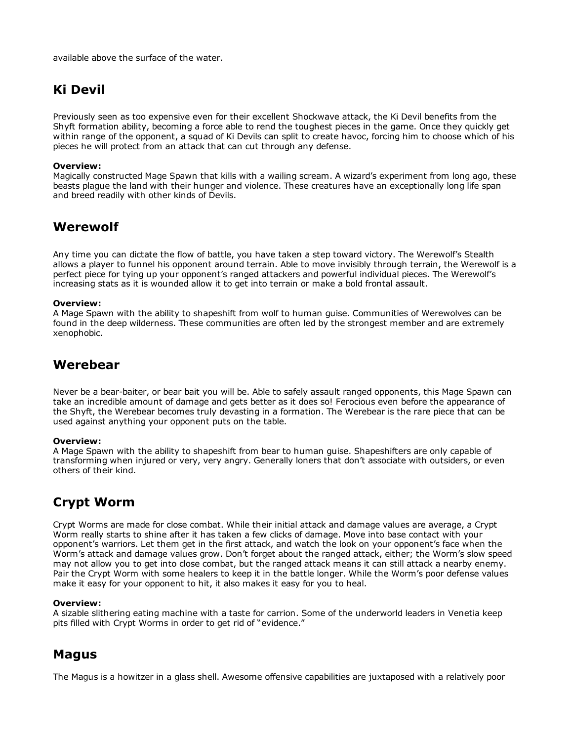available above the surface of the water.

## Ki Devil

Previously seen as too expensive even for their excellent Shockwave attack, the Ki Devil benefits from the Shyft formation ability, becoming a force able to rend the toughest pieces in the game. Once they quickly get within range of the opponent, a squad of Ki Devils can split to create havoc, forcing him to choose which of his pieces he will protect from an attack that can cut through any defense.

**Overview:**
Magically constructed Mage Spawn that kills with a wailing scream. A wizard's experiment from long ago, these beasts plague the land with their hunger and violence. These creatures have an exceptionally long life span and breed readily with other kinds of Devils.

## Werewolf

Any time you can dictate the flow of battle, you have taken a step toward victory. The Werewolf's Stealth allows a player to funnel his opponent around terrain. Able to move invisibly through terrain, the Werewolf is a perfect piece for tying up your opponent's ranged attackers and powerful individual pieces. The Werewolf's increasing stats as it is wounded allow it to get into terrain or make a bold frontal assault.

**Overview:**
A Mage Spawn with the ability to shapeshift from wolf to human guise. Communities of Werewolves can be found in the deep wilderness. These communities are often led by the strongest member and are extremely xenophobic.

## Werebear

Never be a bear-baiter, or bear bait you will be. Able to safely assault ranged opponents, this Mage Spawn can take an incredible amount of damage and gets better as it does so! Ferocious even before the appearance of the Shyft, the Werebear becomes truly devasting in a formation. The Werebear is the rare piece that can be used against anything your opponent puts on the table.

**Overview:**
A Mage Spawn with the ability to shapeshift from bear to human guise. Shapeshifters are only capable of transforming when injured or very, very angry. Generally loners that don't associate with outsiders, or even others of their kind.

## Crypt Worm

Crypt Worms are made for close combat. While their initial attack and damage values are average, a Crypt Worm really starts to shine after it has taken a few clicks of damage. Move into base contact with your opponent's warriors. Let them get in the first attack, and watch the look on your opponent's face when the Worm's attack and damage values grow. Don't forget about the ranged attack, either; the Worm's slow speed may not allow you to get into close combat, but the ranged attack means it can still attack a nearby enemy. Pair the Crypt Worm with some healers to keep it in the battle longer. While the Worm's poor defense values make it easy for your opponent to hit, it also makes it easy for you to heal.

**Overview:**
A sizable slithering eating machine with a taste for carrion. Some of the underworld leaders in Venetia keep pits filled with Crypt Worms in order to get rid of "evidence."

## Magus

The Magus is a howitzer in a glass shell. Awesome offensive capabilities are juxtaposed with a relatively poor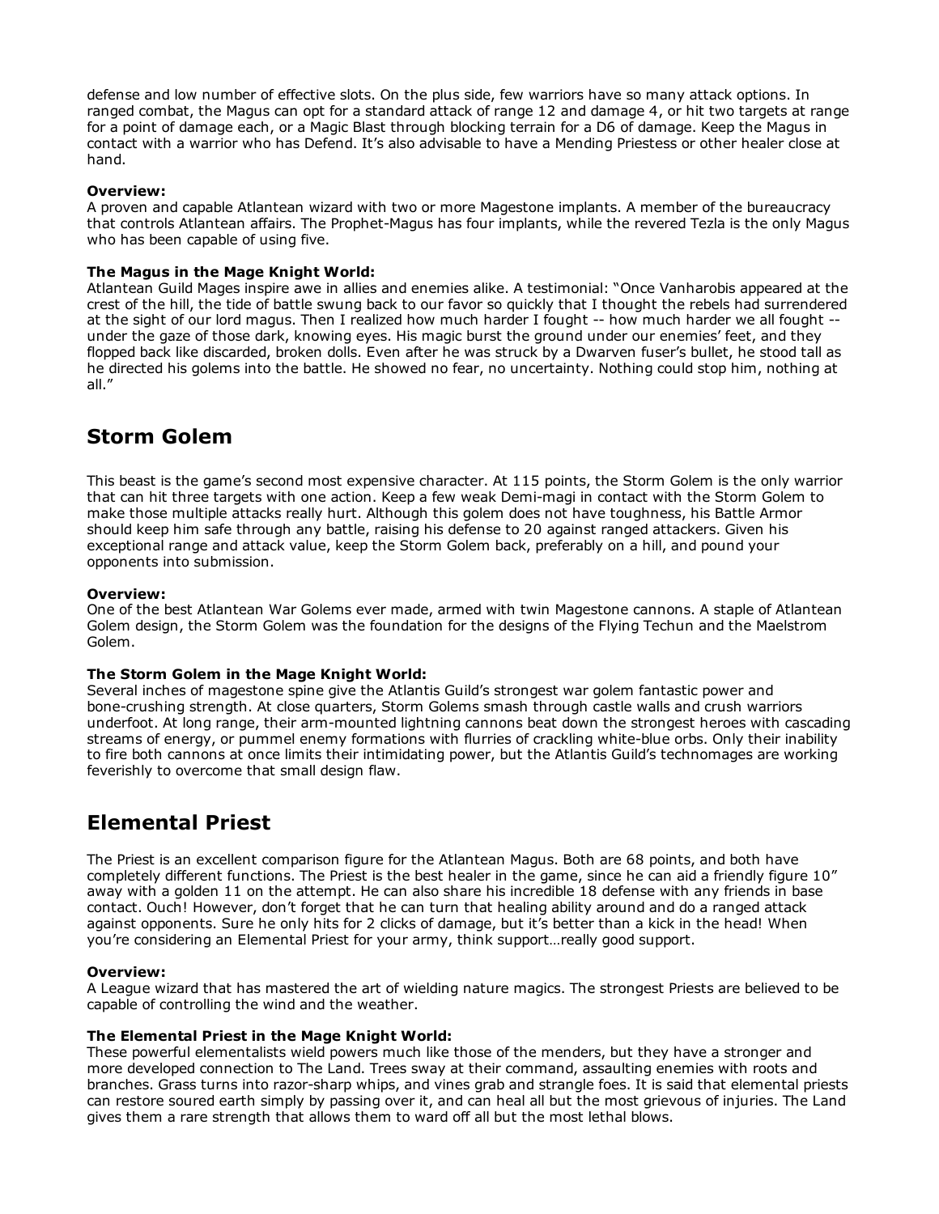defense and low number of effective slots. On the plus side, few warriors have so many attack options. In ranged combat, the Magus can opt for a standard attack of range 12 and damage 4, or hit two targets at range for a point of damage each, or a Magic Blast through blocking terrain for a D6 of damage. Keep the Magus in contact with a warrior who has Defend. It's also advisable to have a Mending Priestess or other healer close at hand.

**Overview:**
A proven and capable Atlantean wizard with two or more Magestone implants. A member of the bureaucracy that controls Atlantean affairs. The Prophet-Magus has four implants, while the revered Tezla is the only Magus who has been capable of using five.

**The Magus in the Mage Knight World:**
Atlantean Guild Mages inspire awe in allies and enemies alike. A testimonial: "Once Vanharobis appeared at the crest of the hill, the tide of battle swung back to our favor so quickly that I thought the rebels had surrendered at the sight of our lord magus. Then I realized how much harder I fought -- how much harder we all fought -- under the gaze of those dark, knowing eyes. His magic burst the ground under our enemies' feet, and they flopped back like discarded, broken dolls. Even after he was struck by a Dwarven fuser's bullet, he stood tall as he directed his golems into the battle. He showed no fear, no uncertainty. Nothing could stop him, nothing at all."

## Storm Golem

This beast is the game's second most expensive character. At 115 points, the Storm Golem is the only warrior that can hit three targets with one action. Keep a few weak Demi-magi in contact with the Storm Golem to make those multiple attacks really hurt. Although this golem does not have toughness, his Battle Armor should keep him safe through any battle, raising his defense to 20 against ranged attackers. Given his exceptional range and attack value, keep the Storm Golem back, preferably on a hill, and pound your opponents into submission.

**Overview:**
One of the best Atlantean War Golems ever made, armed with twin Magestone cannons. A staple of Atlantean Golem design, the Storm Golem was the foundation for the designs of the Flying Techun and the Maelstrom Golem.

**The Storm Golem in the Mage Knight World:**
Several inches of magestone spine give the Atlantis Guild's strongest war golem fantastic power and bone-crushing strength. At close quarters, Storm Golems smash through castle walls and crush warriors underfoot. At long range, their arm-mounted lightning cannons beat down the strongest heroes with cascading streams of energy, or pummel enemy formations with flurries of crackling white-blue orbs. Only their inability to fire both cannons at once limits their intimidating power, but the Atlantis Guild's technomages are working feverishly to overcome that small design flaw.

## Elemental Priest

The Priest is an excellent comparison figure for the Atlantean Magus. Both are 68 points, and both have completely different functions. The Priest is the best healer in the game, since he can aid a friendly figure 10" away with a golden 11 on the attempt. He can also share his incredible 18 defense with any friends in base contact. Ouch! However, don't forget that he can turn that healing ability around and do a ranged attack against opponents. Sure he only hits for 2 clicks of damage, but it's better than a kick in the head! When you're considering an Elemental Priest for your army, think support…really good support.

**Overview:**
A League wizard that has mastered the art of wielding nature magics. The strongest Priests are believed to be capable of controlling the wind and the weather.

**The Elemental Priest in the Mage Knight World:**
These powerful elementalists wield powers much like those of the menders, but they have a stronger and more developed connection to The Land. Trees sway at their command, assaulting enemies with roots and branches. Grass turns into razor-sharp whips, and vines grab and strangle foes. It is said that elemental priests can restore soured earth simply by passing over it, and can heal all but the most grievous of injuries. The Land gives them a rare strength that allows them to ward off all but the most lethal blows.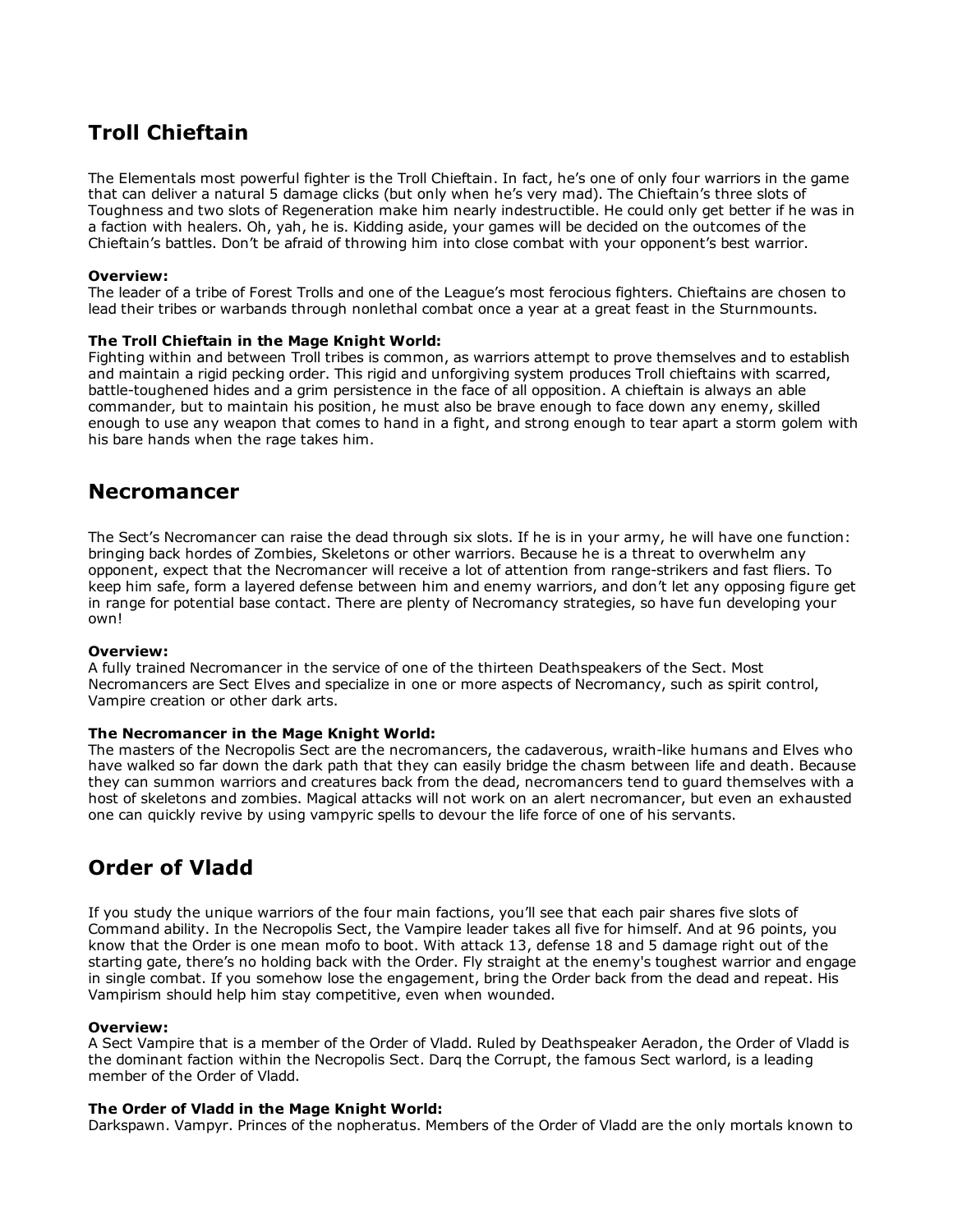## Troll Chieftain

The Elementals most powerful fighter is the Troll Chieftain. In fact, he's one of only four warriors in the game that can deliver a natural 5 damage clicks (but only when he's very mad). The Chieftain's three slots of Toughness and two slots of Regeneration make him nearly indestructible. He could only get better if he was in a faction with healers. Oh, yah, he is. Kidding aside, your games will be decided on the outcomes of the Chieftain's battles. Don't be afraid of throwing him into close combat with your opponent's best warrior.

**Overview:**
The leader of a tribe of Forest Trolls and one of the League's most ferocious fighters. Chieftains are chosen to lead their tribes or warbands through nonlethal combat once a year at a great feast in the Sturnmounts.

**The Troll Chieftain in the Mage Knight World:**
Fighting within and between Troll tribes is common, as warriors attempt to prove themselves and to establish and maintain a rigid pecking order. This rigid and unforgiving system produces Troll chieftains with scarred, battle-toughened hides and a grim persistence in the face of all opposition. A chieftain is always an able commander, but to maintain his position, he must also be brave enough to face down any enemy, skilled enough to use any weapon that comes to hand in a fight, and strong enough to tear apart a storm golem with his bare hands when the rage takes him.

## Necromancer

The Sect's Necromancer can raise the dead through six slots. If he is in your army, he will have one function: bringing back hordes of Zombies, Skeletons or other warriors. Because he is a threat to overwhelm any opponent, expect that the Necromancer will receive a lot of attention from range-strikers and fast fliers. To keep him safe, form a layered defense between him and enemy warriors, and don't let any opposing figure get in range for potential base contact. There are plenty of Necromancy strategies, so have fun developing your own!

**Overview:**
A fully trained Necromancer in the service of one of the thirteen Deathspeakers of the Sect. Most Necromancers are Sect Elves and specialize in one or more aspects of Necromancy, such as spirit control, Vampire creation or other dark arts.

**The Necromancer in the Mage Knight World:**
The masters of the Necropolis Sect are the necromancers, the cadaverous, wraith-like humans and Elves who have walked so far down the dark path that they can easily bridge the chasm between life and death. Because they can summon warriors and creatures back from the dead, necromancers tend to guard themselves with a host of skeletons and zombies. Magical attacks will not work on an alert necromancer, but even an exhausted one can quickly revive by using vampyric spells to devour the life force of one of his servants.

## Order of Vladd

If you study the unique warriors of the four main factions, you'll see that each pair shares five slots of Command ability. In the Necropolis Sect, the Vampire leader takes all five for himself. And at 96 points, you know that the Order is one mean mofo to boot. With attack 13, defense 18 and 5 damage right out of the starting gate, there's no holding back with the Order. Fly straight at the enemy's toughest warrior and engage in single combat. If you somehow lose the engagement, bring the Order back from the dead and repeat. His Vampirism should help him stay competitive, even when wounded.

**Overview:**
A Sect Vampire that is a member of the Order of Vladd. Ruled by Deathspeaker Aeradon, the Order of Vladd is the dominant faction within the Necropolis Sect. Darq the Corrupt, the famous Sect warlord, is a leading member of the Order of Vladd.

**The Order of Vladd in the Mage Knight World:**
Darkspawn. Vampyr. Princes of the nopheratus. Members of the Order of Vladd are the only mortals known to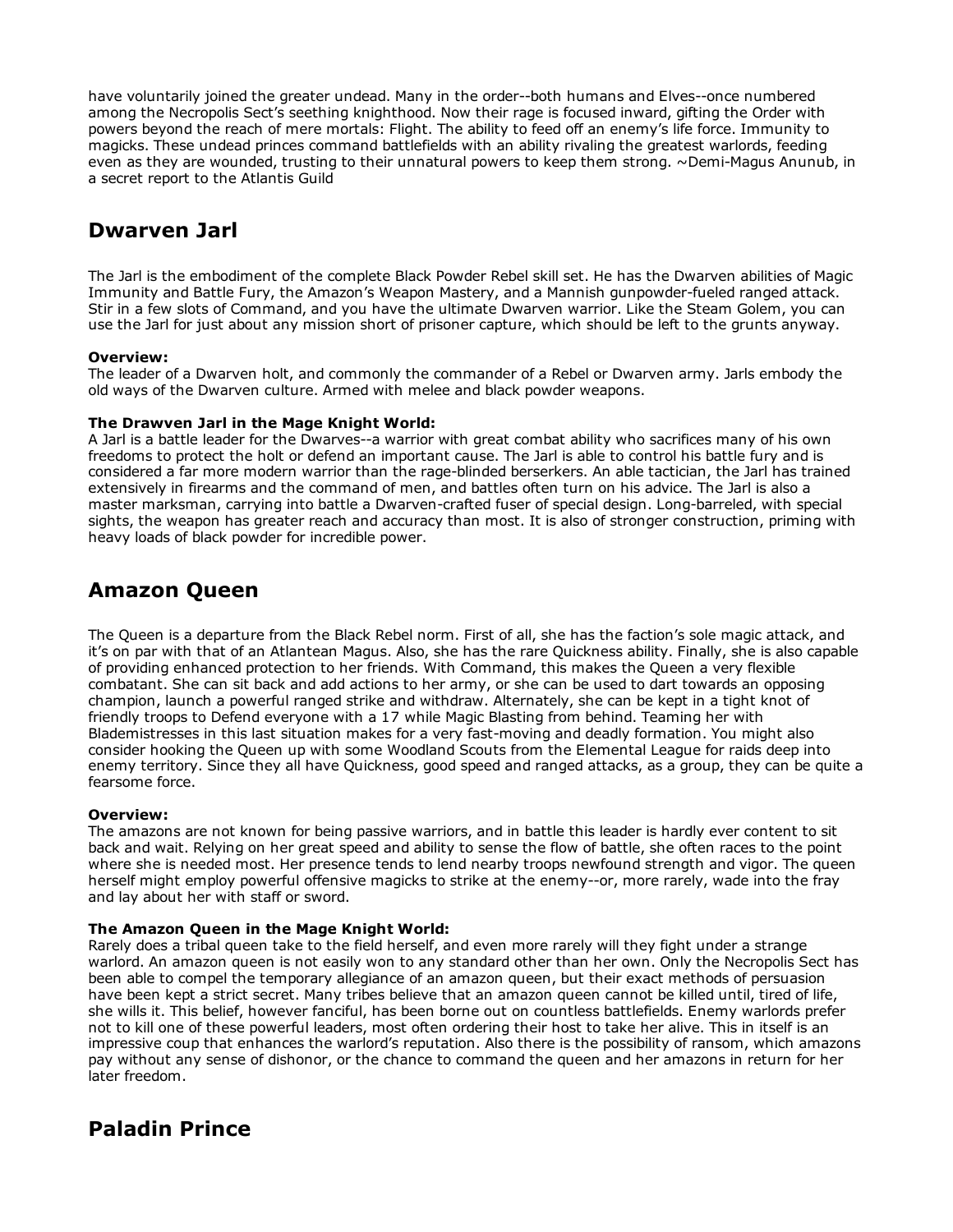have voluntarily joined the greater undead. Many in the order--both humans and Elves--once numbered among the Necropolis Sect's seething knighthood. Now their rage is focused inward, gifting the Order with powers beyond the reach of mere mortals: Flight. The ability to feed off an enemy's life force. Immunity to magicks. These undead princes command battlefields with an ability rivaling the greatest warlords, feeding even as they are wounded, trusting to their unnatural powers to keep them strong. ~Demi-Magus Anunub, in a secret report to the Atlantis Guild

## Dwarven Jarl

The Jarl is the embodiment of the complete Black Powder Rebel skill set. He has the Dwarven abilities of Magic Immunity and Battle Fury, the Amazon's Weapon Mastery, and a Mannish gunpowder-fueled ranged attack. Stir in a few slots of Command, and you have the ultimate Dwarven warrior. Like the Steam Golem, you can use the Jarl for just about any mission short of prisoner capture, which should be left to the grunts anyway.

**Overview:**
The leader of a Dwarven holt, and commonly the commander of a Rebel or Dwarven army. Jarls embody the old ways of the Dwarven culture. Armed with melee and black powder weapons.

**The Drawven Jarl in the Mage Knight World:**
A Jarl is a battle leader for the Dwarves--a warrior with great combat ability who sacrifices many of his own freedoms to protect the holt or defend an important cause. The Jarl is able to control his battle fury and is considered a far more modern warrior than the rage-blinded berserkers. An able tactician, the Jarl has trained extensively in firearms and the command of men, and battles often turn on his advice. The Jarl is also a master marksman, carrying into battle a Dwarven-crafted fuser of special design. Long-barreled, with special sights, the weapon has greater reach and accuracy than most. It is also of stronger construction, priming with heavy loads of black powder for incredible power.

## Amazon Queen

The Queen is a departure from the Black Rebel norm. First of all, she has the faction's sole magic attack, and it's on par with that of an Atlantean Magus. Also, she has the rare Quickness ability. Finally, she is also capable of providing enhanced protection to her friends. With Command, this makes the Queen a very flexible combatant. She can sit back and add actions to her army, or she can be used to dart towards an opposing champion, launch a powerful ranged strike and withdraw. Alternately, she can be kept in a tight knot of friendly troops to Defend everyone with a 17 while Magic Blasting from behind. Teaming her with Blademistresses in this last situation makes for a very fast-moving and deadly formation. You might also consider hooking the Queen up with some Woodland Scouts from the Elemental League for raids deep into enemy territory. Since they all have Quickness, good speed and ranged attacks, as a group, they can be quite a fearsome force.

**Overview:**
The amazons are not known for being passive warriors, and in battle this leader is hardly ever content to sit back and wait. Relying on her great speed and ability to sense the flow of battle, she often races to the point where she is needed most. Her presence tends to lend nearby troops newfound strength and vigor. The queen herself might employ powerful offensive magicks to strike at the enemy--or, more rarely, wade into the fray and lay about her with staff or sword.

**The Amazon Queen in the Mage Knight World:**
Rarely does a tribal queen take to the field herself, and even more rarely will they fight under a strange warlord. An amazon queen is not easily won to any standard other than her own. Only the Necropolis Sect has been able to compel the temporary allegiance of an amazon queen, but their exact methods of persuasion have been kept a strict secret. Many tribes believe that an amazon queen cannot be killed until, tired of life, she wills it. This belief, however fanciful, has been borne out on countless battlefields. Enemy warlords prefer not to kill one of these powerful leaders, most often ordering their host to take her alive. This in itself is an impressive coup that enhances the warlord's reputation. Also there is the possibility of ransom, which amazons pay without any sense of dishonor, or the chance to command the queen and her amazons in return for her later freedom.

## Paladin Prince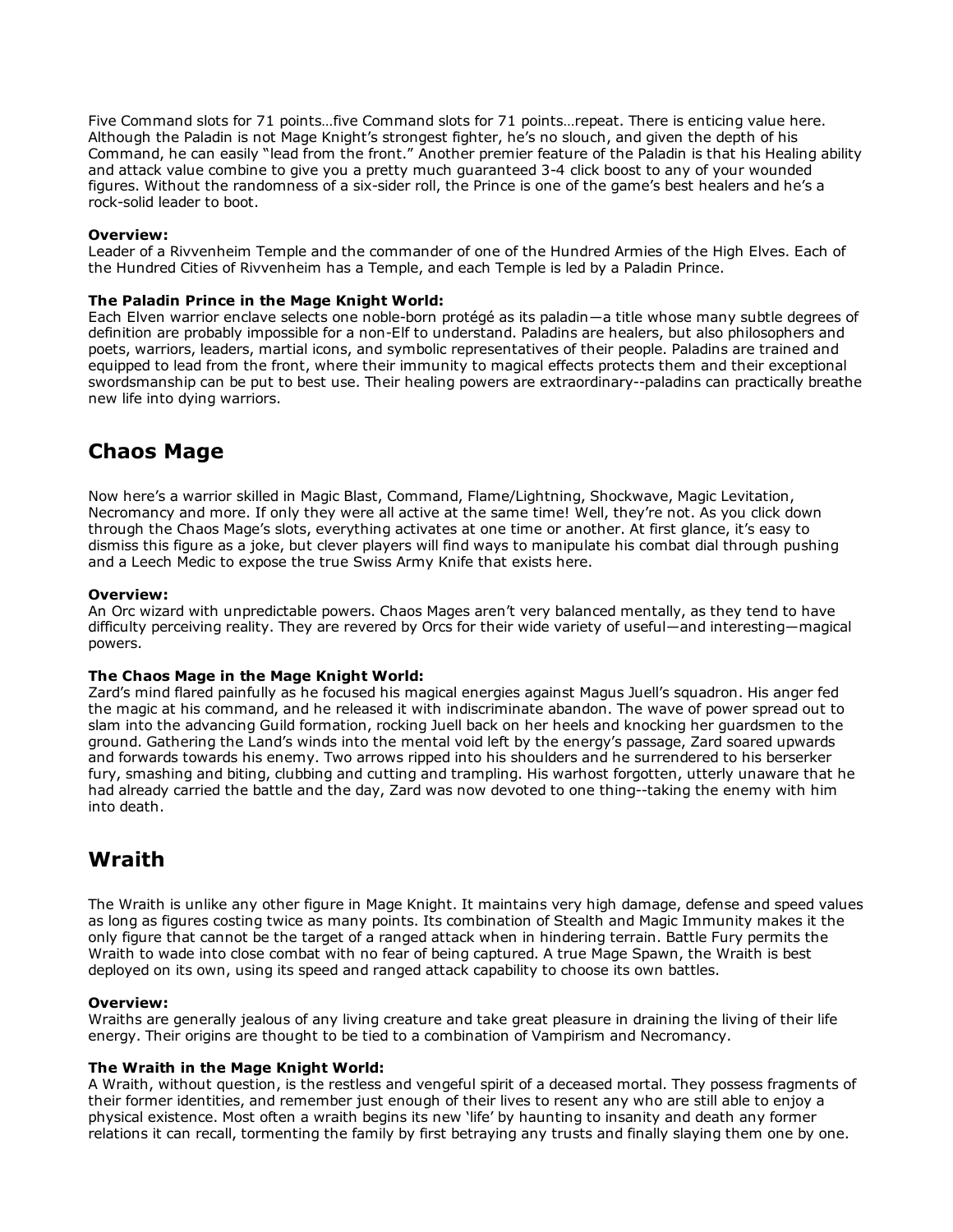Five Command slots for 71 points…five Command slots for 71 points…repeat. There is enticing value here. Although the Paladin is not Mage Knight's strongest fighter, he's no slouch, and given the depth of his Command, he can easily "lead from the front." Another premier feature of the Paladin is that his Healing ability and attack value combine to give you a pretty much guaranteed 3-4 click boost to any of your wounded figures. Without the randomness of a six-sider roll, the Prince is one of the game's best healers and he's a rock-solid leader to boot.

**Overview:**
Leader of a Rivvenheim Temple and the commander of one of the Hundred Armies of the High Elves. Each of the Hundred Cities of Rivvenheim has a Temple, and each Temple is led by a Paladin Prince.

**The Paladin Prince in the Mage Knight World:**
Each Elven warrior enclave selects one noble-born protégé as its paladin—a title whose many subtle degrees of definition are probably impossible for a non-Elf to understand. Paladins are healers, but also philosophers and poets, warriors, leaders, martial icons, and symbolic representatives of their people. Paladins are trained and equipped to lead from the front, where their immunity to magical effects protects them and their exceptional swordsmanship can be put to best use. Their healing powers are extraordinary--paladins can practically breathe new life into dying warriors.

## Chaos Mage

Now here's a warrior skilled in Magic Blast, Command, Flame/Lightning, Shockwave, Magic Levitation, Necromancy and more. If only they were all active at the same time! Well, they're not. As you click down through the Chaos Mage's slots, everything activates at one time or another. At first glance, it's easy to dismiss this figure as a joke, but clever players will find ways to manipulate his combat dial through pushing and a Leech Medic to expose the true Swiss Army Knife that exists here.

**Overview:**
An Orc wizard with unpredictable powers. Chaos Mages aren't very balanced mentally, as they tend to have difficulty perceiving reality. They are revered by Orcs for their wide variety of useful—and interesting—magical powers.

**The Chaos Mage in the Mage Knight World:**
Zard's mind flared painfully as he focused his magical energies against Magus Juell's squadron. His anger fed the magic at his command, and he released it with indiscriminate abandon. The wave of power spread out to slam into the advancing Guild formation, rocking Juell back on her heels and knocking her guardsmen to the ground. Gathering the Land's winds into the mental void left by the energy's passage, Zard soared upwards and forwards towards his enemy. Two arrows ripped into his shoulders and he surrendered to his berserker fury, smashing and biting, clubbing and cutting and trampling. His warhost forgotten, utterly unaware that he had already carried the battle and the day, Zard was now devoted to one thing--taking the enemy with him into death.

## Wraith

The Wraith is unlike any other figure in Mage Knight. It maintains very high damage, defense and speed values as long as figures costing twice as many points. Its combination of Stealth and Magic Immunity makes it the only figure that cannot be the target of a ranged attack when in hindering terrain. Battle Fury permits the Wraith to wade into close combat with no fear of being captured. A true Mage Spawn, the Wraith is best deployed on its own, using its speed and ranged attack capability to choose its own battles.

**Overview:**
Wraiths are generally jealous of any living creature and take great pleasure in draining the living of their life energy. Their origins are thought to be tied to a combination of Vampirism and Necromancy.

**The Wraith in the Mage Knight World:**
A Wraith, without question, is the restless and vengeful spirit of a deceased mortal. They possess fragments of their former identities, and remember just enough of their lives to resent any who are still able to enjoy a physical existence. Most often a wraith begins its new 'life' by haunting to insanity and death any former relations it can recall, tormenting the family by first betraying any trusts and finally slaying them one by one.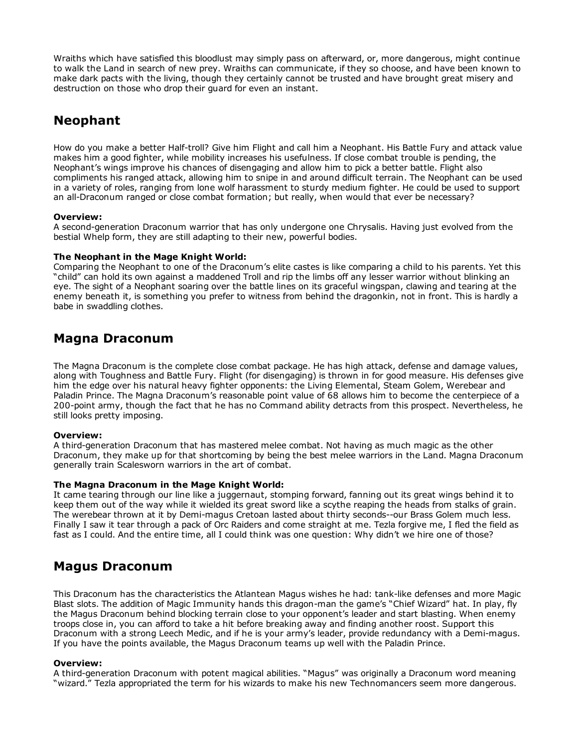Wraiths which have satisfied this bloodlust may simply pass on afterward, or, more dangerous, might continue to walk the Land in search of new prey. Wraiths can communicate, if they so choose, and have been known to make dark pacts with the living, though they certainly cannot be trusted and have brought great misery and destruction on those who drop their guard for even an instant.

## Neophant

How do you make a better Half-troll? Give him Flight and call him a Neophant. His Battle Fury and attack value makes him a good fighter, while mobility increases his usefulness. If close combat trouble is pending, the Neophant's wings improve his chances of disengaging and allow him to pick a better battle. Flight also compliments his ranged attack, allowing him to snipe in and around difficult terrain. The Neophant can be used in a variety of roles, ranging from lone wolf harassment to sturdy medium fighter. He could be used to support an all-Draconum ranged or close combat formation; but really, when would that ever be necessary?

**Overview:**
A second-generation Draconum warrior that has only undergone one Chrysalis. Having just evolved from the bestial Whelp form, they are still adapting to their new, powerful bodies.

**The Neophant in the Mage Knight World:**
Comparing the Neophant to one of the Draconum's elite castes is like comparing a child to his parents. Yet this "child" can hold its own against a maddened Troll and rip the limbs off any lesser warrior without blinking an eye. The sight of a Neophant soaring over the battle lines on its graceful wingspan, clawing and tearing at the enemy beneath it, is something you prefer to witness from behind the dragonkin, not in front. This is hardly a babe in swaddling clothes.

## Magna Draconum

The Magna Draconum is the complete close combat package. He has high attack, defense and damage values, along with Toughness and Battle Fury. Flight (for disengaging) is thrown in for good measure. His defenses give him the edge over his natural heavy fighter opponents: the Living Elemental, Steam Golem, Werebear and Paladin Prince. The Magna Draconum's reasonable point value of 68 allows him to become the centerpiece of a 200-point army, though the fact that he has no Command ability detracts from this prospect. Nevertheless, he still looks pretty imposing.

**Overview:**
A third-generation Draconum that has mastered melee combat. Not having as much magic as the other Draconum, they make up for that shortcoming by being the best melee warriors in the Land. Magna Draconum generally train Scalesworn warriors in the art of combat.

**The Magna Draconum in the Mage Knight World:**
It came tearing through our line like a juggernaut, stomping forward, fanning out its great wings behind it to keep them out of the way while it wielded its great sword like a scythe reaping the heads from stalks of grain. The werebear thrown at it by Demi-magus Cretoan lasted about thirty seconds--our Brass Golem much less. Finally I saw it tear through a pack of Orc Raiders and come straight at me. Tezla forgive me, I fled the field as fast as I could. And the entire time, all I could think was one question: Why didn't we hire one of those?

## Magus Draconum

This Draconum has the characteristics the Atlantean Magus wishes he had: tank-like defenses and more Magic Blast slots. The addition of Magic Immunity hands this dragon-man the game's "Chief Wizard" hat. In play, fly the Magus Draconum behind blocking terrain close to your opponent's leader and start blasting. When enemy troops close in, you can afford to take a hit before breaking away and finding another roost. Support this Draconum with a strong Leech Medic, and if he is your army's leader, provide redundancy with a Demi-magus. If you have the points available, the Magus Draconum teams up well with the Paladin Prince.

**Overview:**
A third-generation Draconum with potent magical abilities. "Magus" was originally a Draconum word meaning "wizard." Tezla appropriated the term for his wizards to make his new Technomancers seem more dangerous.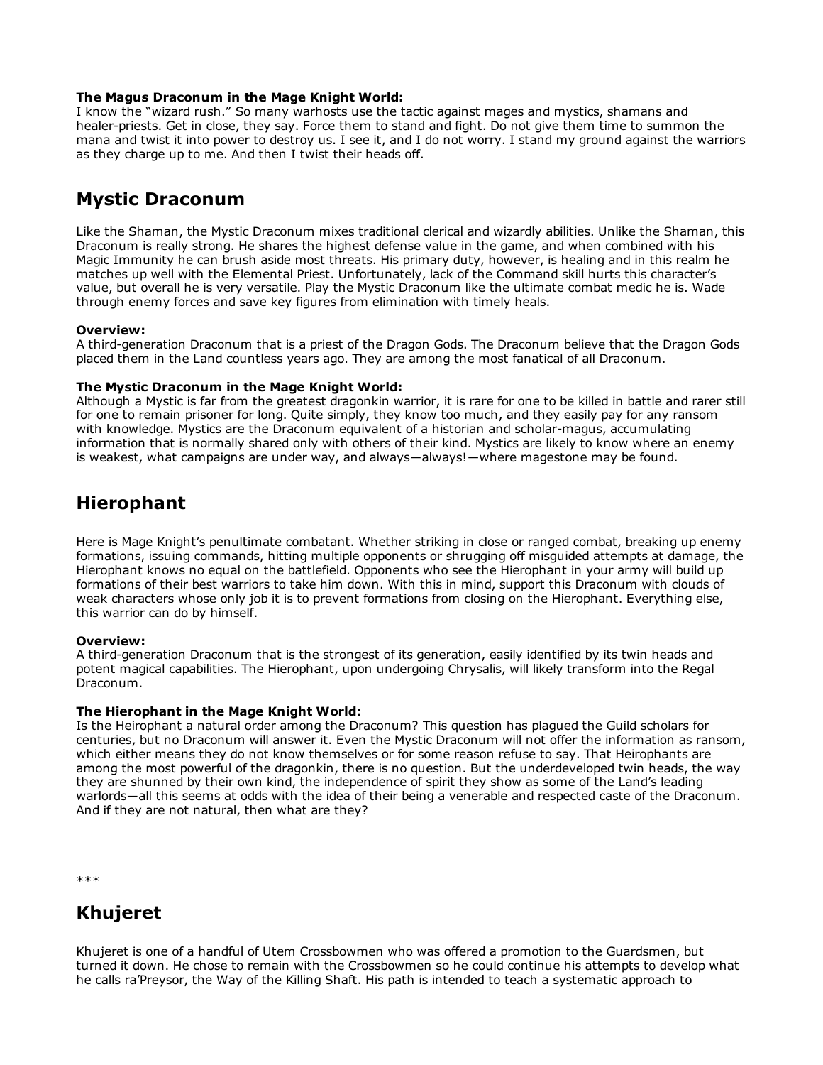**The Magus Draconum in the Mage Knight World:**
I know the "wizard rush." So many warhosts use the tactic against mages and mystics, shamans and healer-priests. Get in close, they say. Force them to stand and fight. Do not give them time to summon the mana and twist it into power to destroy us. I see it, and I do not worry. I stand my ground against the warriors as they charge up to me. And then I twist their heads off.

## Mystic Draconum

Like the Shaman, the Mystic Draconum mixes traditional clerical and wizardly abilities. Unlike the Shaman, this Draconum is really strong. He shares the highest defense value in the game, and when combined with his Magic Immunity he can brush aside most threats. His primary duty, however, is healing and in this realm he matches up well with the Elemental Priest. Unfortunately, lack of the Command skill hurts this character's value, but overall he is very versatile. Play the Mystic Draconum like the ultimate combat medic he is. Wade through enemy forces and save key figures from elimination with timely heals.

**Overview:**
A third-generation Draconum that is a priest of the Dragon Gods. The Draconum believe that the Dragon Gods placed them in the Land countless years ago. They are among the most fanatical of all Draconum.

**The Mystic Draconum in the Mage Knight World:**
Although a Mystic is far from the greatest dragonkin warrior, it is rare for one to be killed in battle and rarer still for one to remain prisoner for long. Quite simply, they know too much, and they easily pay for any ransom with knowledge. Mystics are the Draconum equivalent of a historian and scholar-magus, accumulating information that is normally shared only with others of their kind. Mystics are likely to know where an enemy is weakest, what campaigns are under way, and always—always!—where magestone may be found.

## Hierophant

Here is Mage Knight's penultimate combatant. Whether striking in close or ranged combat, breaking up enemy formations, issuing commands, hitting multiple opponents or shrugging off misguided attempts at damage, the Hierophant knows no equal on the battlefield. Opponents who see the Hierophant in your army will build up formations of their best warriors to take him down. With this in mind, support this Draconum with clouds of weak characters whose only job it is to prevent formations from closing on the Hierophant. Everything else, this warrior can do by himself.

**Overview:**
A third-generation Draconum that is the strongest of its generation, easily identified by its twin heads and potent magical capabilities. The Hierophant, upon undergoing Chrysalis, will likely transform into the Regal Draconum.

**The Hierophant in the Mage Knight World:**
Is the Heirophant a natural order among the Draconum? This question has plagued the Guild scholars for centuries, but no Draconum will answer it. Even the Mystic Draconum will not offer the information as ransom, which either means they do not know themselves or for some reason refuse to say. That Heirophants are among the most powerful of the dragonkin, there is no question. But the underdeveloped twin heads, the way they are shunned by their own kind, the independence of spirit they show as some of the Land's leading warlords—all this seems at odds with the idea of their being a venerable and respected caste of the Draconum. And if they are not natural, then what are they?

***

## Khujeret

Khujeret is one of a handful of Utem Crossbowmen who was offered a promotion to the Guardsmen, but turned it down. He chose to remain with the Crossbowmen so he could continue his attempts to develop what he calls ra'Preysor, the Way of the Killing Shaft. His path is intended to teach a systematic approach to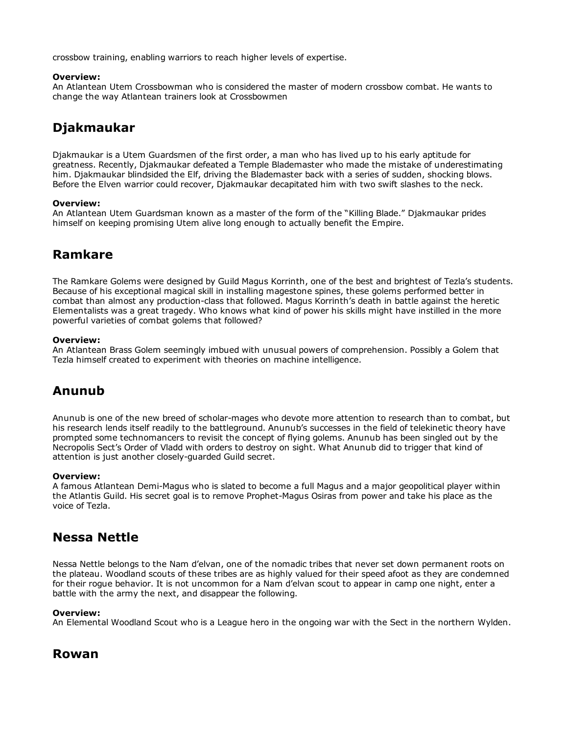crossbow training, enabling warriors to reach higher levels of expertise.

**Overview:**
An Atlantean Utem Crossbowman who is considered the master of modern crossbow combat. He wants to change the way Atlantean trainers look at Crossbowmen

## Djakmaukar

Djakmaukar is a Utem Guardsmen of the first order, a man who has lived up to his early aptitude for greatness. Recently, Djakmaukar defeated a Temple Blademaster who made the mistake of underestimating him. Djakmaukar blindsided the Elf, driving the Blademaster back with a series of sudden, shocking blows. Before the Elven warrior could recover, Djakmaukar decapitated him with two swift slashes to the neck.

**Overview:**
An Atlantean Utem Guardsman known as a master of the form of the "Killing Blade." Djakmaukar prides himself on keeping promising Utem alive long enough to actually benefit the Empire.

## Ramkare

The Ramkare Golems were designed by Guild Magus Korrinth, one of the best and brightest of Tezla's students. Because of his exceptional magical skill in installing magestone spines, these golems performed better in combat than almost any production-class that followed. Magus Korrinth's death in battle against the heretic Elementalists was a great tragedy. Who knows what kind of power his skills might have instilled in the more powerful varieties of combat golems that followed?

**Overview:**
An Atlantean Brass Golem seemingly imbued with unusual powers of comprehension. Possibly a Golem that Tezla himself created to experiment with theories on machine intelligence.

## Anunub

Anunub is one of the new breed of scholar-mages who devote more attention to research than to combat, but his research lends itself readily to the battleground. Anunub's successes in the field of telekinetic theory have prompted some technomancers to revisit the concept of flying golems. Anunub has been singled out by the Necropolis Sect's Order of Vladd with orders to destroy on sight. What Anunub did to trigger that kind of attention is just another closely-guarded Guild secret.

**Overview:**
A famous Atlantean Demi-Magus who is slated to become a full Magus and a major geopolitical player within the Atlantis Guild. His secret goal is to remove Prophet-Magus Osiras from power and take his place as the voice of Tezla.

## Nessa Nettle

Nessa Nettle belongs to the Nam d'elvan, one of the nomadic tribes that never set down permanent roots on the plateau. Woodland scouts of these tribes are as highly valued for their speed afoot as they are condemned for their rogue behavior. It is not uncommon for a Nam d'elvan scout to appear in camp one night, enter a battle with the army the next, and disappear the following.

**Overview:**
An Elemental Woodland Scout who is a League hero in the ongoing war with the Sect in the northern Wylden.

## Rowan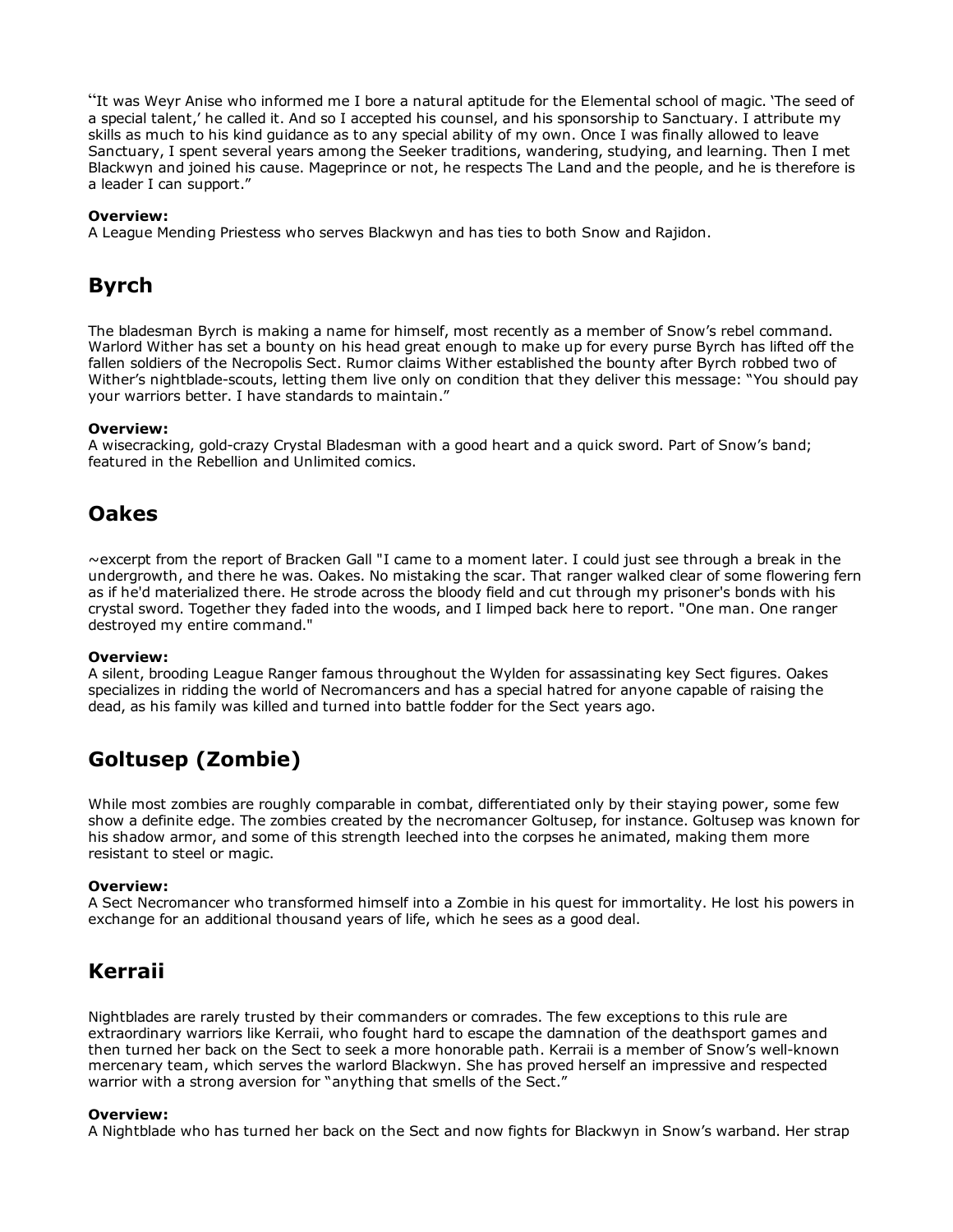"It was Weyr Anise who informed me I bore a natural aptitude for the Elemental school of magic. 'The seed of a special talent,' he called it. And so I accepted his counsel, and his sponsorship to Sanctuary. I attribute my skills as much to his kind guidance as to any special ability of my own. Once I was finally allowed to leave Sanctuary, I spent several years among the Seeker traditions, wandering, studying, and learning. Then I met Blackwyn and joined his cause. Mageprince or not, he respects The Land and the people, and he is therefore is a leader I can support."

**Overview:**
A League Mending Priestess who serves Blackwyn and has ties to both Snow and Rajidon.

## Byrch

The bladesman Byrch is making a name for himself, most recently as a member of Snow's rebel command. Warlord Wither has set a bounty on his head great enough to make up for every purse Byrch has lifted off the fallen soldiers of the Necropolis Sect. Rumor claims Wither established the bounty after Byrch robbed two of Wither's nightblade-scouts, letting them live only on condition that they deliver this message: "You should pay your warriors better. I have standards to maintain."

**Overview:**
A wisecracking, gold-crazy Crystal Bladesman with a good heart and a quick sword. Part of Snow's band; featured in the Rebellion and Unlimited comics.

## Oakes

~excerpt from the report of Bracken Gall "I came to a moment later. I could just see through a break in the undergrowth, and there he was. Oakes. No mistaking the scar. That ranger walked clear of some flowering fern as if he'd materialized there. He strode across the bloody field and cut through my prisoner's bonds with his crystal sword. Together they faded into the woods, and I limped back here to report. "One man. One ranger destroyed my entire command."

**Overview:**
A silent, brooding League Ranger famous throughout the Wylden for assassinating key Sect figures. Oakes specializes in ridding the world of Necromancers and has a special hatred for anyone capable of raising the dead, as his family was killed and turned into battle fodder for the Sect years ago.

## Goltusep (Zombie)

While most zombies are roughly comparable in combat, differentiated only by their staying power, some few show a definite edge. The zombies created by the necromancer Goltusep, for instance. Goltusep was known for his shadow armor, and some of this strength leeched into the corpses he animated, making them more resistant to steel or magic.

**Overview:**
A Sect Necromancer who transformed himself into a Zombie in his quest for immortality. He lost his powers in exchange for an additional thousand years of life, which he sees as a good deal.

## Kerraii

Nightblades are rarely trusted by their commanders or comrades. The few exceptions to this rule are extraordinary warriors like Kerraii, who fought hard to escape the damnation of the deathsport games and then turned her back on the Sect to seek a more honorable path. Kerraii is a member of Snow's well-known mercenary team, which serves the warlord Blackwyn. She has proved herself an impressive and respected warrior with a strong aversion for "anything that smells of the Sect."

**Overview:**
A Nightblade who has turned her back on the Sect and now fights for Blackwyn in Snow's warband. Her strap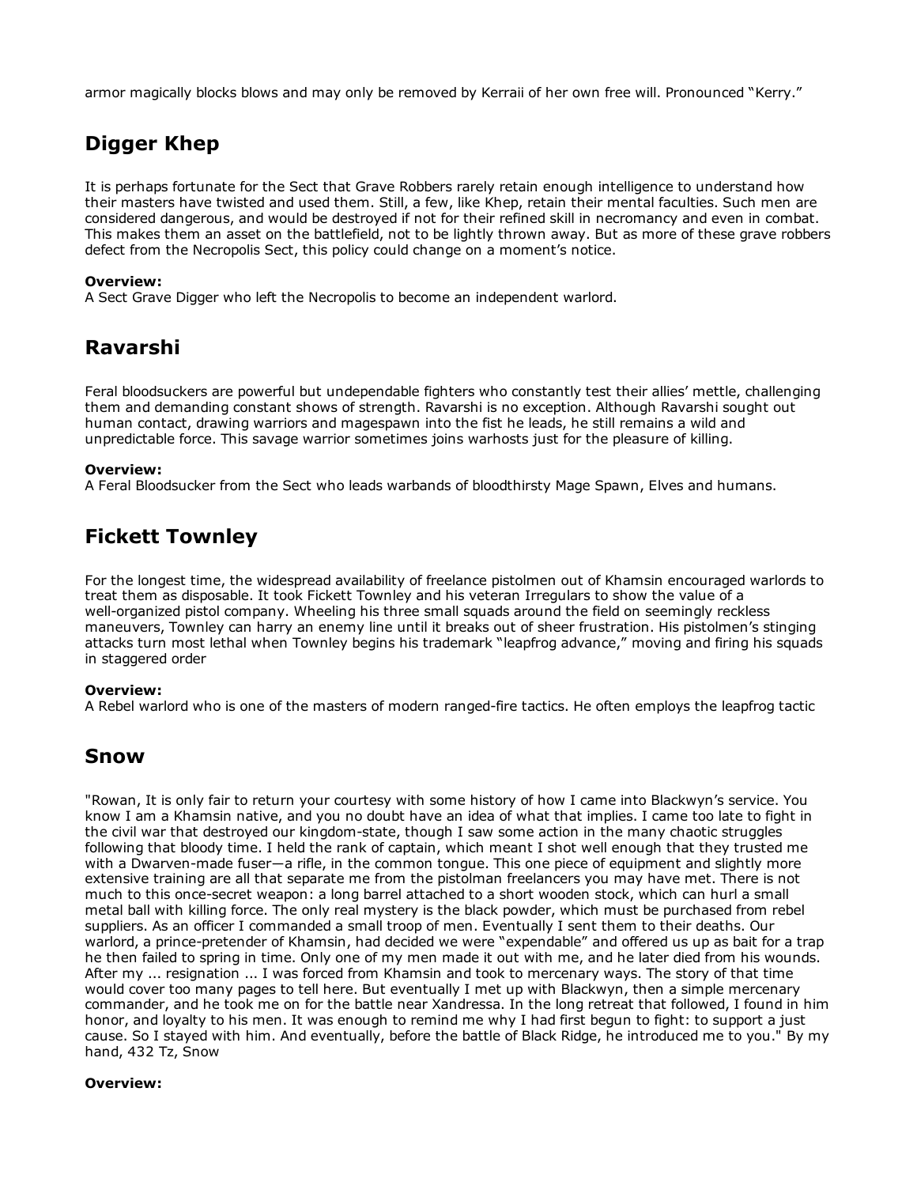armor magically blocks blows and may only be removed by Kerraii of her own free will. Pronounced "Kerry."

## Digger Khep

It is perhaps fortunate for the Sect that Grave Robbers rarely retain enough intelligence to understand how their masters have twisted and used them. Still, a few, like Khep, retain their mental faculties. Such men are considered dangerous, and would be destroyed if not for their refined skill in necromancy and even in combat. This makes them an asset on the battlefield, not to be lightly thrown away. But as more of these grave robbers defect from the Necropolis Sect, this policy could change on a moment's notice.

**Overview:**
A Sect Grave Digger who left the Necropolis to become an independent warlord.

## Ravarshi

Feral bloodsuckers are powerful but undependable fighters who constantly test their allies' mettle, challenging them and demanding constant shows of strength. Ravarshi is no exception. Although Ravarshi sought out human contact, drawing warriors and magespawn into the fist he leads, he still remains a wild and unpredictable force. This savage warrior sometimes joins warhosts just for the pleasure of killing.

**Overview:**
A Feral Bloodsucker from the Sect who leads warbands of bloodthirsty Mage Spawn, Elves and humans.

## Fickett Townley

For the longest time, the widespread availability of freelance pistolmen out of Khamsin encouraged warlords to treat them as disposable. It took Fickett Townley and his veteran Irregulars to show the value of a well-organized pistol company. Wheeling his three small squads around the field on seemingly reckless maneuvers, Townley can harry an enemy line until it breaks out of sheer frustration. His pistolmen's stinging attacks turn most lethal when Townley begins his trademark "leapfrog advance," moving and firing his squads in staggered order

**Overview:**
A Rebel warlord who is one of the masters of modern ranged-fire tactics. He often employs the leapfrog tactic

## Snow

"Rowan, It is only fair to return your courtesy with some history of how I came into Blackwyn's service. You know I am a Khamsin native, and you no doubt have an idea of what that implies. I came too late to fight in the civil war that destroyed our kingdom-state, though I saw some action in the many chaotic struggles following that bloody time. I held the rank of captain, which meant I shot well enough that they trusted me with a Dwarven-made fuser—a rifle, in the common tongue. This one piece of equipment and slightly more extensive training are all that separate me from the pistolman freelancers you may have met. There is not much to this once-secret weapon: a long barrel attached to a short wooden stock, which can hurl a small metal ball with killing force. The only real mystery is the black powder, which must be purchased from rebel suppliers. As an officer I commanded a small troop of men. Eventually I sent them to their deaths. Our warlord, a prince-pretender of Khamsin, had decided we were "expendable" and offered us up as bait for a trap he then failed to spring in time. Only one of my men made it out with me, and he later died from his wounds. After my ... resignation ... I was forced from Khamsin and took to mercenary ways. The story of that time would cover too many pages to tell here. But eventually I met up with Blackwyn, then a simple mercenary commander, and he took me on for the battle near Xandressa. In the long retreat that followed, I found in him honor, and loyalty to his men. It was enough to remind me why I had first begun to fight: to support a just cause. So I stayed with him. And eventually, before the battle of Black Ridge, he introduced me to you." By my hand, 432 Tz, Snow

**Overview:**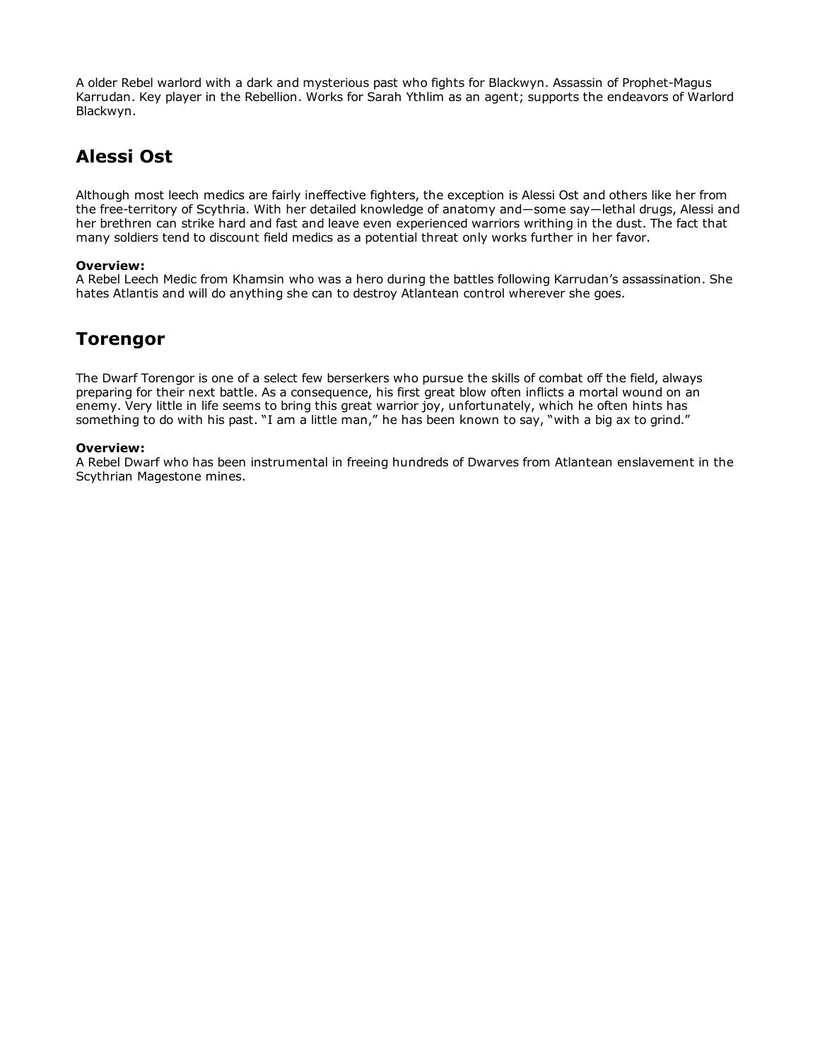A older Rebel warlord with a dark and mysterious past who fights for Blackwyn. Assassin of Prophet-Magus Karrudan. Key player in the Rebellion. Works for Sarah Ythlim as an agent; supports the endeavors of Warlord Blackwyn.

## Alessi Ost

Although most leech medics are fairly ineffective fighters, the exception is Alessi Ost and others like her from the free-territory of Scythria. With her detailed knowledge of anatomy and—some say—lethal drugs, Alessi and her brethren can strike hard and fast and leave even experienced warriors writhing in the dust. The fact that many soldiers tend to discount field medics as a potential threat only works further in her favor.

**Overview:**
A Rebel Leech Medic from Khamsin who was a hero during the battles following Karrudan's assassination. She hates Atlantis and will do anything she can to destroy Atlantean control wherever she goes.

## Torengor

The Dwarf Torengor is one of a select few berserkers who pursue the skills of combat off the field, always preparing for their next battle. As a consequence, his first great blow often inflicts a mortal wound on an enemy. Very little in life seems to bring this great warrior joy, unfortunately, which he often hints has something to do with his past. "I am a little man," he has been known to say, "with a big ax to grind."

**Overview:**
A Rebel Dwarf who has been instrumental in freeing hundreds of Dwarves from Atlantean enslavement in the Scythrian Magestone mines.